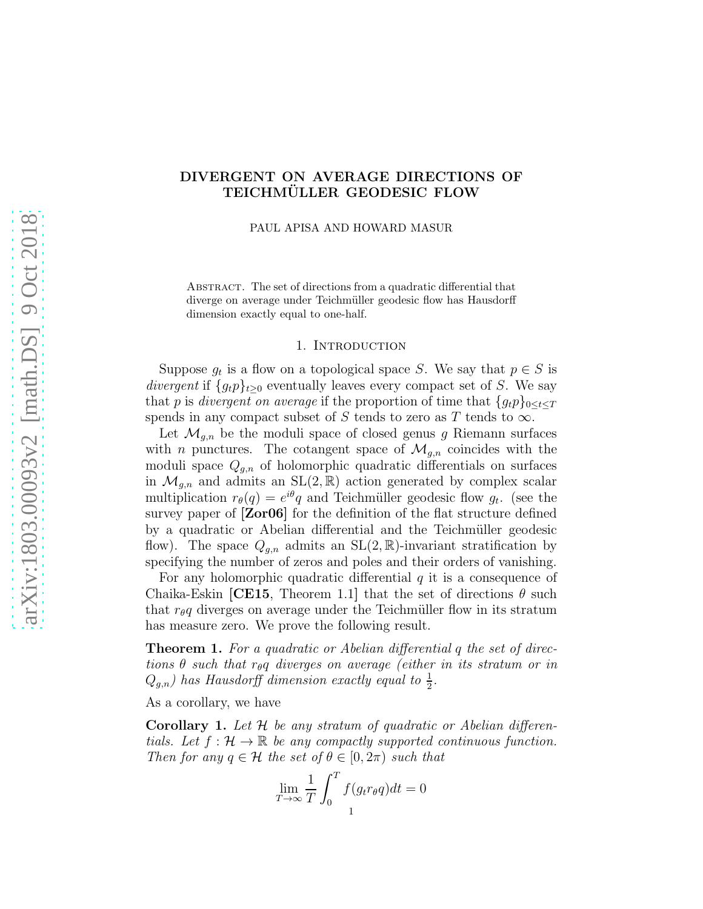# DIVERGENT ON AVERAGE DIRECTIONS OF TEICHMÜLLER GEODESIC FLOW

PAUL APISA AND HOWARD MASUR

Abstract. The set of directions from a quadratic differential that diverge on average under Teichmüller geodesic flow has Hausdorff dimension exactly equal to one-half.

## 1. Introduction

Suppose $g_t$ is a flow on a topological space $S$. We say that $p \in S$ is *divergent* if $\{g_t p\}_{t \geq 0}$ eventually leaves every compact set of $S$. We say that $p$ is *divergent on average* if the proportion of time that $\{g_t p\}_{0 \leq t \leq T}$ spends in any compact subset of $S$ tends to zero as $T$ tends to $\infty$.

Let $\mathcal{M}_{g,n}$ be the moduli space of closed genus $g$ Riemann surfaces with $n$ punctures. The cotangent space of $\mathcal{M}_{g,n}$ coincides with the moduli space $Q_{g,n}$ of holomorphic quadratic differentials on surfaces in $\mathcal{M}_{g,n}$ and admits an $\mathrm{SL}(2,\mathbb{R})$ action generated by complex scalar multiplication $r_\theta(q) = e^{i\theta} q$ and Teichmüller geodesic flow $g_t$. (see the survey paper of **[Zor06]** for the definition of the flat structure defined by a quadratic or Abelian differential and the Teichmüller geodesic flow). The space $Q_{g,n}$ admits an $\mathrm{SL}(2,\mathbb{R})$-invariant stratification by specifying the number of zeros and poles and their orders of vanishing.

For any holomorphic quadratic differential $q$ it is a consequence of Chaika-Eskin **[CE15**, Theorem 1.1**]** that the set of directions $\theta$ such that $r_\theta q$ diverges on average under the Teichmüller flow in its stratum has measure zero. We prove the following result.

**Theorem 1.** *For a quadratic or Abelian differential $q$ the set of directions $\theta$ such that $r_\theta q$ diverges on average (either in its stratum or in $Q_{g,n}$) has Hausdorff dimension exactly equal to $\frac{1}{2}$.*

As a corollary, we have

**Corollary 1.** *Let $\mathcal{H}$ be any stratum of quadratic or Abelian differentials. Let $f : \mathcal{H} \to \mathbb{R}$ be any compactly supported continuous function. Then for any $q \in \mathcal{H}$ the set of $\theta \in [0, 2\pi)$ such that*

$$\lim_{T \to \infty} \frac{1}{T} \int_0^T f(g_t r_\theta q) dt = 0$$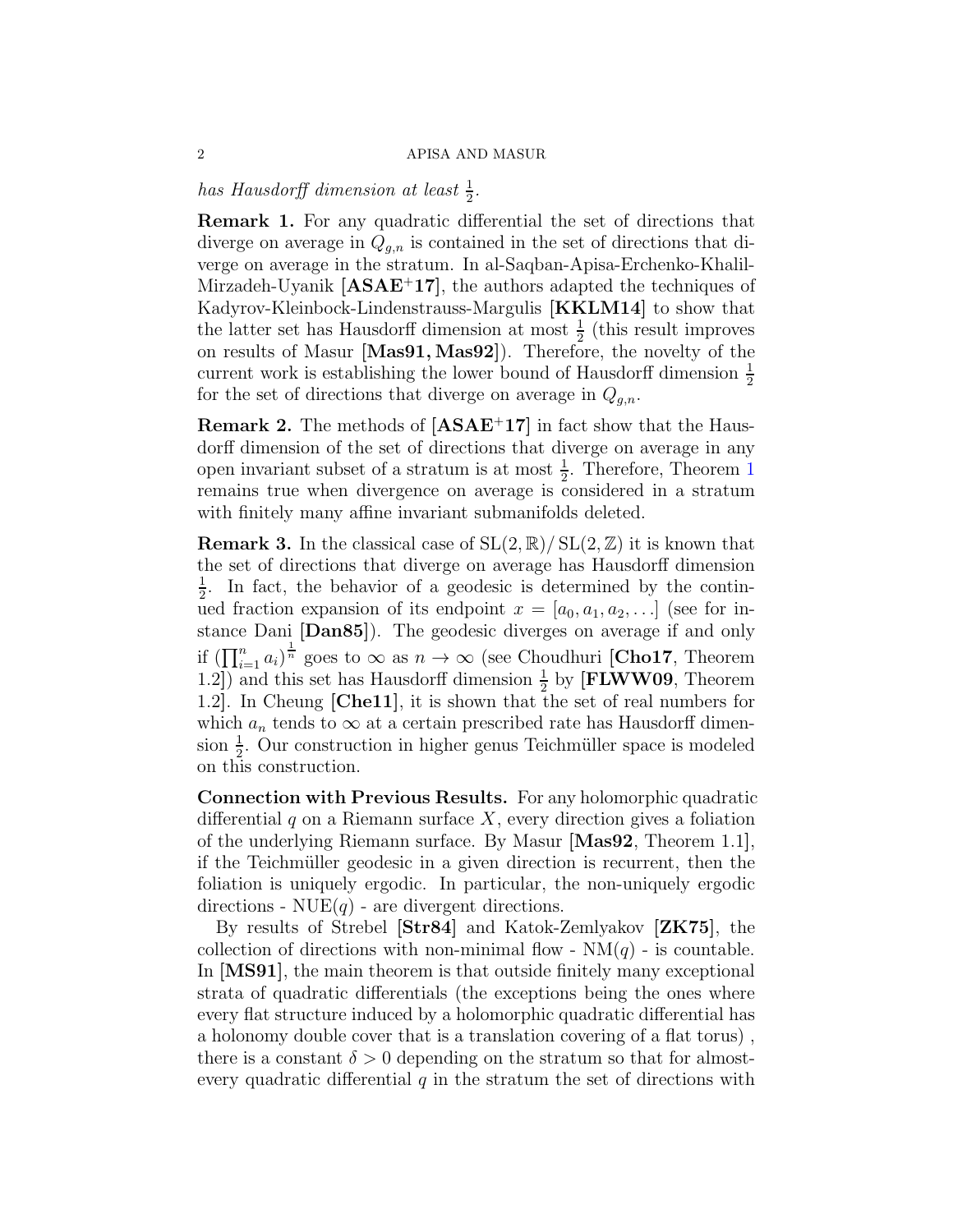*has Hausdorff dimension at least $\frac{1}{2}$.*

**Remark 1.** For any quadratic differential the set of directions that diverge on average in $Q_{g,n}$ is contained in the set of directions that diverge on average in the stratum. In al-Saqban-Apisa-Erchenko-Khalil-Mirzadeh-Uyanik [**ASAE$^+$17**], the authors adapted the techniques of Kadyrov-Kleinbock-Lindenstrauss-Margulis [**KKLM14**] to show that the latter set has Hausdorff dimension at most $\frac{1}{2}$ (this result improves on results of Masur [**Mas91, Mas92**]). Therefore, the novelty of the current work is establishing the lower bound of Hausdorff dimension $\frac{1}{2}$ for the set of directions that diverge on average in $Q_{g,n}$.

**Remark 2.** The methods of [**ASAE$^+$17**] in fact show that the Hausdorff dimension of the set of directions that diverge on average in any open invariant subset of a stratum is at most $\frac{1}{2}$. Therefore, Theorem 1 remains true when divergence on average is considered in a stratum with finitely many affine invariant submanifolds deleted.

**Remark 3.** In the classical case of $\mathrm{SL}(2, \mathbb{R}) / \mathrm{SL}(2, \mathbb{Z})$ it is known that the set of directions that diverge on average has Hausdorff dimension $\frac{1}{2}$. In fact, the behavior of a geodesic is determined by the continued fraction expansion of its endpoint $x = [a_0, a_1, a_2, \ldots]$ (see for instance Dani [**Dan85**]). The geodesic diverges on average if and only if $(\prod_{i=1}^{n} a_i)^{\frac{1}{n}}$ goes to $\infty$ as $n \to \infty$ (see Choudhuri [**Cho17**, Theorem 1.2]) and this set has Hausdorff dimension $\frac{1}{2}$ by [**FLWW09**, Theorem 1.2]. In Cheung [**Che11**], it is shown that the set of real numbers for which $a_n$ tends to $\infty$ at a certain prescribed rate has Hausdorff dimension $\frac{1}{2}$. Our construction in higher genus Teichmüller space is modeled on this construction.

**Connection with Previous Results.** For any holomorphic quadratic differential $q$ on a Riemann surface $X$, every direction gives a foliation of the underlying Riemann surface. By Masur [**Mas92**, Theorem 1.1], if the Teichmüller geodesic in a given direction is recurrent, then the foliation is uniquely ergodic. In particular, the non-uniquely ergodic directions - $\mathrm{NUE}(q)$ - are divergent directions.

By results of Strebel [**Str84**] and Katok-Zemlyakov [**ZK75**], the collection of directions with non-minimal flow - $\mathrm{NM}(q)$ - is countable. In [**MS91**], the main theorem is that outside finitely many exceptional strata of quadratic differentials (the exceptions being the ones where every flat structure induced by a holomorphic quadratic differential has a holonomy double cover that is a translation covering of a flat torus) , there is a constant $\delta > 0$ depending on the stratum so that for almost-every quadratic differential $q$ in the stratum the set of directions with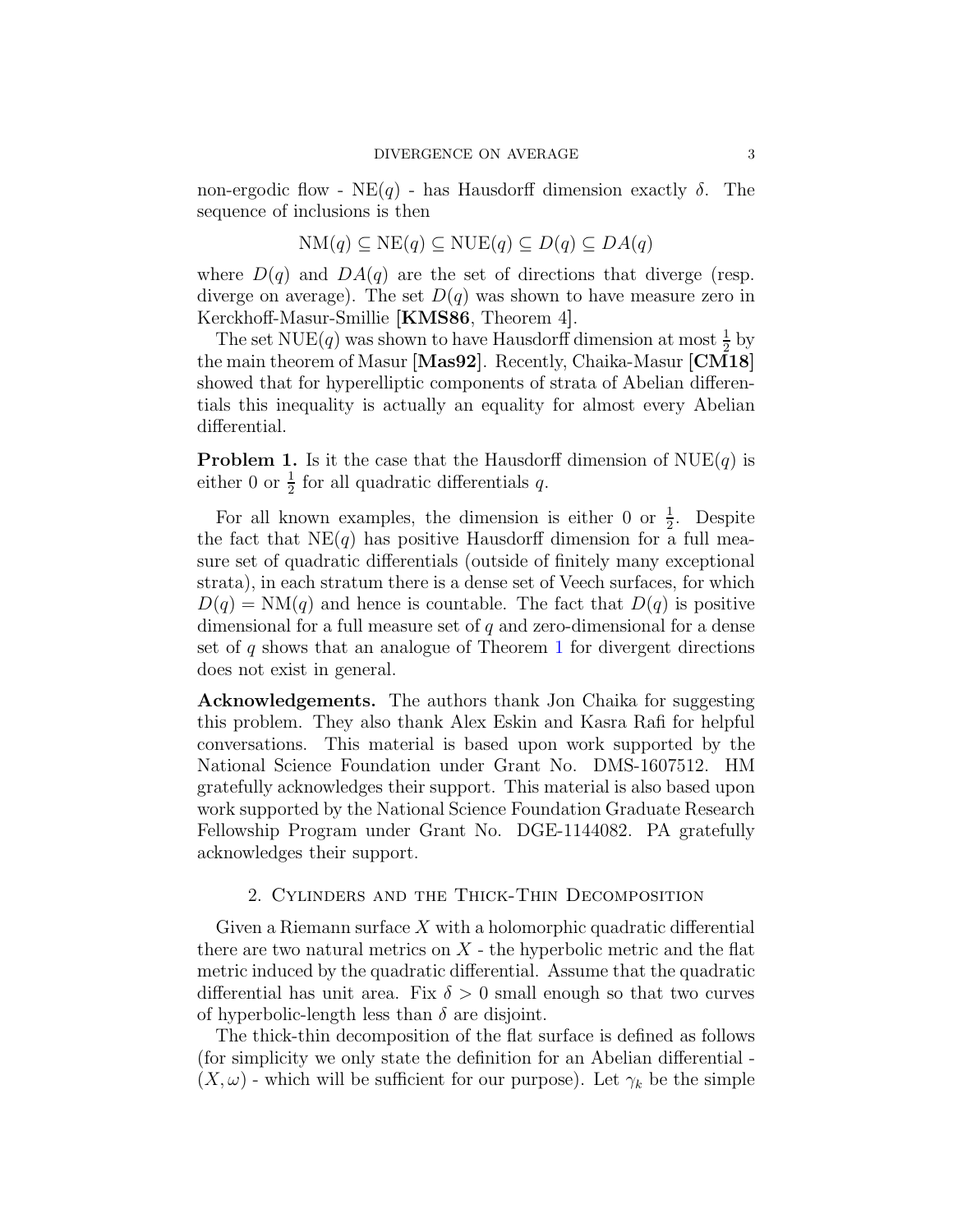non-ergodic flow - $\text{NE}(q)$ - has Hausdorff dimension exactly $\delta$. The sequence of inclusions is then

$$\text{NM}(q) \subseteq \text{NE}(q) \subseteq \text{NUE}(q) \subseteq D(q) \subseteq DA(q)$$

where $D(q)$ and $DA(q)$ are the set of directions that diverge (resp. diverge on average). The set $D(q)$ was shown to have measure zero in Kerckhoff-Masur-Smillie [**KMS86**, Theorem 4].

The set $\text{NUE}(q)$ was shown to have Hausdorff dimension at most $\frac{1}{2}$ by the main theorem of Masur [**Mas92**]. Recently, Chaika-Masur [**CM18**] showed that for hyperelliptic components of strata of Abelian differentials this inequality is actually an equality for almost every Abelian differential.

**Problem 1.** Is it the case that the Hausdorff dimension of $\text{NUE}(q)$ is either 0 or $\frac{1}{2}$ for all quadratic differentials $q$.

For all known examples, the dimension is either 0 or $\frac{1}{2}$. Despite the fact that $\text{NE}(q)$ has positive Hausdorff dimension for a full measure set of quadratic differentials (outside of finitely many exceptional strata), in each stratum there is a dense set of Veech surfaces, for which $D(q) = \text{NM}(q)$ and hence is countable. The fact that $D(q)$ is positive dimensional for a full measure set of $q$ and zero-dimensional for a dense set of $q$ shows that an analogue of Theorem 1 for divergent directions does not exist in general.

**Acknowledgements.** The authors thank Jon Chaika for suggesting this problem. They also thank Alex Eskin and Kasra Rafi for helpful conversations. This material is based upon work supported by the National Science Foundation under Grant No. DMS-1607512. HM gratefully acknowledges their support. This material is also based upon work supported by the National Science Foundation Graduate Research Fellowship Program under Grant No. DGE-1144082. PA gratefully acknowledges their support.

## 2. Cylinders and the Thick-Thin Decomposition

Given a Riemann surface $X$ with a holomorphic quadratic differential there are two natural metrics on $X$ - the hyperbolic metric and the flat metric induced by the quadratic differential. Assume that the quadratic differential has unit area. Fix $\delta > 0$ small enough so that two curves of hyperbolic-length less than $\delta$ are disjoint.

The thick-thin decomposition of the flat surface is defined as follows (for simplicity we only state the definition for an Abelian differential - $(X, \omega)$ - which will be sufficient for our purpose). Let $\gamma_k$ be the simple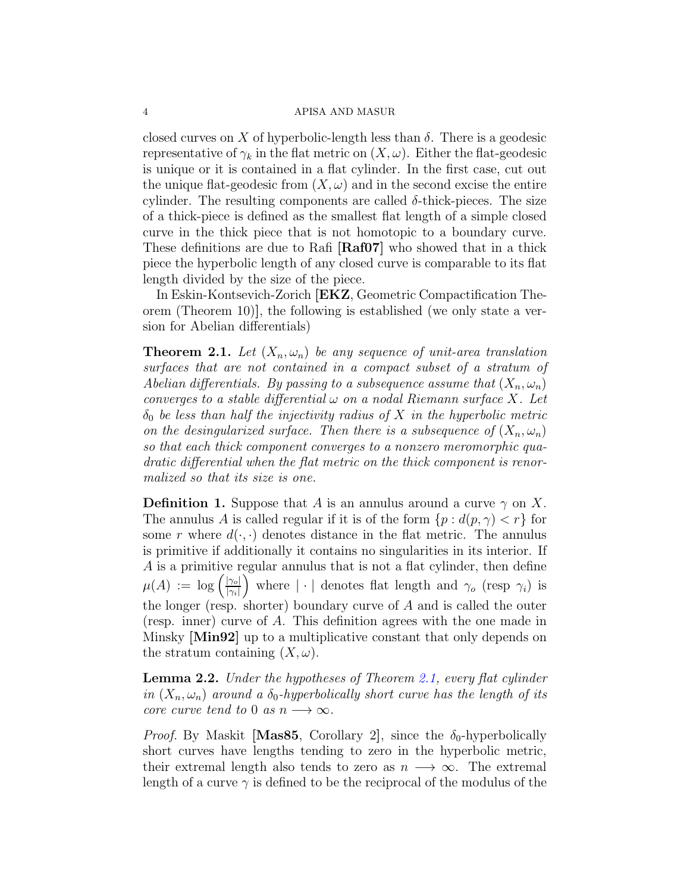closed curves on $X$ of hyperbolic-length less than $\delta$. There is a geodesic representative of $\gamma_k$ in the flat metric on $(X, \omega)$. Either the flat-geodesic is unique or it is contained in a flat cylinder. In the first case, cut out the unique flat-geodesic from $(X, \omega)$ and in the second excise the entire cylinder. The resulting components are called $\delta$-thick-pieces. The size of a thick-piece is defined as the smallest flat length of a simple closed curve in the thick piece that is not homotopic to a boundary curve. These definitions are due to Rafi **[Raf07]** who showed that in a thick piece the hyperbolic length of any closed curve is comparable to its flat length divided by the size of the piece.

In Eskin-Kontsevich-Zorich [**EKZ**, Geometric Compactification Theorem (Theorem 10)], the following is established (we only state a version for Abelian differentials)

**Theorem 2.1.** *Let $(X_n, \omega_n)$ be any sequence of unit-area translation surfaces that are not contained in a compact subset of a stratum of Abelian differentials. By passing to a subsequence assume that $(X_n, \omega_n)$ converges to a stable differential $\omega$ on a nodal Riemann surface $X$. Let $\delta_0$ be less than half the injectivity radius of $X$ in the hyperbolic metric on the desingularized surface. Then there is a subsequence of $(X_n, \omega_n)$ so that each thick component converges to a nonzero meromorphic quadratic differential when the flat metric on the thick component is renormalized so that its size is one.*

**Definition 1.** Suppose that $A$ is an annulus around a curve $\gamma$ on $X$. The annulus $A$ is called regular if it is of the form $\{p : d(p, \gamma) < r\}$ for some $r$ where $d(\cdot, \cdot)$ denotes distance in the flat metric. The annulus is primitive if additionally it contains no singularities in its interior. If $A$ is a primitive regular annulus that is not a flat cylinder, then define $\mu(A) := \log\left(\frac{|\gamma_o|}{|\gamma_i|}\right)$ where $|\cdot|$ denotes flat length and $\gamma_o$ (resp $\gamma_i$) is the longer (resp. shorter) boundary curve of $A$ and is called the outer (resp. inner) curve of $A$. This definition agrees with the one made in Minsky **[Min92]** up to a multiplicative constant that only depends on the stratum containing $(X, \omega)$.

**Lemma 2.2.** *Under the hypotheses of Theorem 2.1, every flat cylinder in $(X_n, \omega_n)$ around a $\delta_0$-hyperbolically short curve has the length of its core curve tend to 0 as $n \longrightarrow \infty$.*

*Proof.* By Maskit [**Mas85**, Corollary 2], since the $\delta_0$-hyperbolically short curves have lengths tending to zero in the hyperbolic metric, their extremal length also tends to zero as $n \longrightarrow \infty$. The extremal length of a curve $\gamma$ is defined to be the reciprocal of the modulus of the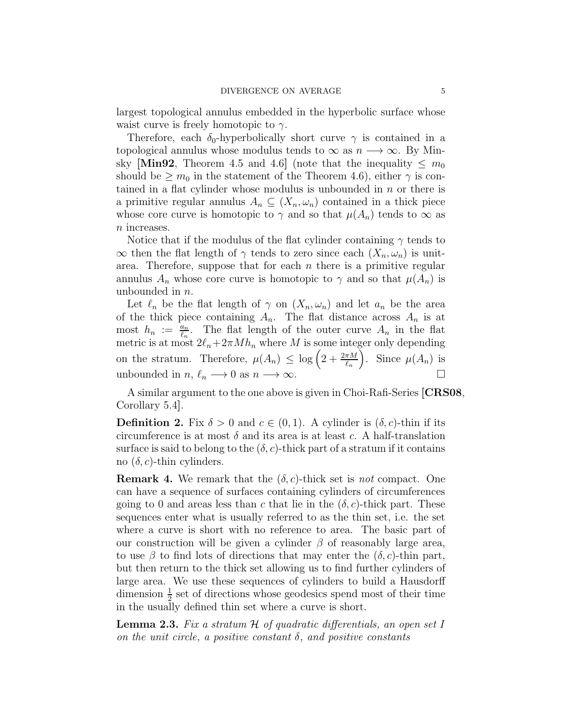largest topological annulus embedded in the hyperbolic surface whose waist curve is freely homotopic to $\gamma$.

Therefore, each $\delta_0$-hyperbolically short curve $\gamma$ is contained in a topological annulus whose modulus tends to $\infty$ as $n \longrightarrow \infty$. By Minsky [**Min92**, Theorem 4.5 and 4.6] (note that the inequality $\leq m_0$ should be $\geq m_0$ in the statement of the Theorem 4.6), either $\gamma$ is contained in a flat cylinder whose modulus is unbounded in $n$ or there is a primitive regular annulus $A_n \subseteq (X_n, \omega_n)$ contained in a thick piece whose core curve is homotopic to $\gamma$ and so that $\mu(A_n)$ tends to $\infty$ as $n$ increases.

Notice that if the modulus of the flat cylinder containing $\gamma$ tends to $\infty$ then the flat length of $\gamma$ tends to zero since each $(X_n, \omega_n)$ is unit-area. Therefore, suppose that for each $n$ there is a primitive regular annulus $A_n$ whose core curve is homotopic to $\gamma$ and so that $\mu(A_n)$ is unbounded in $n$.

Let $\ell_n$ be the flat length of $\gamma$ on $(X_n, \omega_n)$ and let $a_n$ be the area of the thick piece containing $A_n$. The flat distance across $A_n$ is at most $h_n := \frac{a_n}{\ell_n}$. The flat length of the outer curve $A_n$ in the flat metric is at most $2\ell_n + 2\pi M h_n$ where $M$ is some integer only depending on the stratum. Therefore, $\mu(A_n) \leq \log\left(2 + \frac{2\pi M}{\ell_n}\right)$. Since $\mu(A_n)$ is unbounded in $n$, $\ell_n \longrightarrow 0$ as $n \longrightarrow \infty$. $\square$

A similar argument to the one above is given in Choi-Rafi-Series [**CRS08**, Corollary 5.4].

**Definition 2.** Fix $\delta > 0$ and $c \in (0, 1)$. A cylinder is $(\delta, c)$-thin if its circumference is at most $\delta$ and its area is at least $c$. A half-translation surface is said to belong to the $(\delta, c)$-thick part of a stratum if it contains no $(\delta, c)$-thin cylinders.

**Remark 4.** We remark that the $(\delta, c)$-thick set is *not* compact. One can have a sequence of surfaces containing cylinders of circumferences going to 0 and areas less than $c$ that lie in the $(\delta, c)$-thick part. These sequences enter what is usually referred to as the thin set, i.e. the set where a curve is short with no reference to area. The basic part of our construction will be given a cylinder $\beta$ of reasonably large area, to use $\beta$ to find lots of directions that may enter the $(\delta, c)$-thin part, but then return to the thick set allowing us to find further cylinders of large area. We use these sequences of cylinders to build a Hausdorff dimension $\frac{1}{2}$ set of directions whose geodesics spend most of their time in the usually defined thin set where a curve is short.

**Lemma 2.3.** *Fix a stratum $\mathcal{H}$ of quadratic differentials, an open set $I$ on the unit circle, a positive constant $\delta$, and positive constants*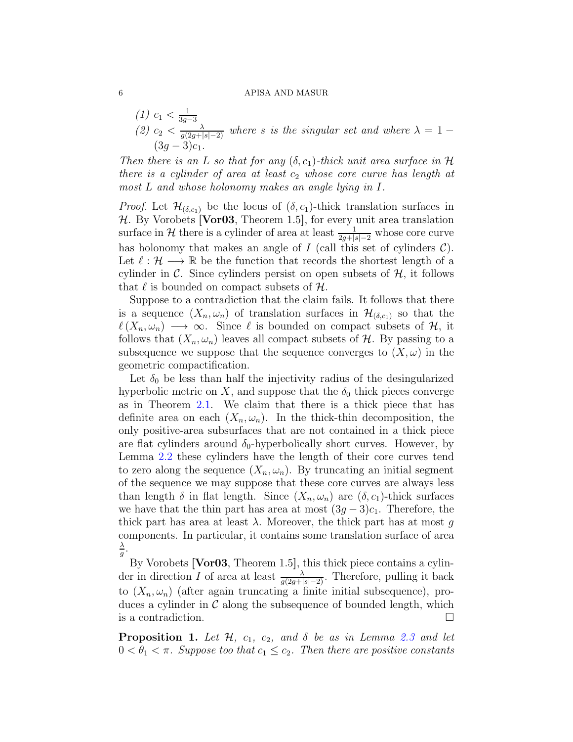*(1)* $c_1 < \frac{1}{3g-3}$
*(2)* $c_2 < \frac{\lambda}{g(2g+|s|-2)}$ *where $s$ is the singular set and where* $\lambda = 1 - (3g-3)c_1$.

*Then there is an $L$ so that for any $(\delta, c_1)$-thick unit area surface in $\mathcal{H}$ there is a cylinder of area at least $c_2$ whose core curve has length at most $L$ and whose holonomy makes an angle lying in $I$.*

*Proof.* Let $\mathcal{H}_{(\delta,c_1)}$ be the locus of $(\delta, c_1)$-thick translation surfaces in $\mathcal{H}$. By Vorobets [**Vor03**, Theorem 1.5], for every unit area translation surface in $\mathcal{H}$ there is a cylinder of area at least $\frac{1}{2g+|s|-2}$ whose core curve has holonomy that makes an angle of $I$ (call this set of cylinders $\mathcal{C}$). Let $\ell : \mathcal{H} \longrightarrow \mathbb{R}$ be the function that records the shortest length of a cylinder in $\mathcal{C}$. Since cylinders persist on open subsets of $\mathcal{H}$, it follows that $\ell$ is bounded on compact subsets of $\mathcal{H}$.

Suppose to a contradiction that the claim fails. It follows that there is a sequence $(X_n, \omega_n)$ of translation surfaces in $\mathcal{H}_{(\delta,c_1)}$ so that the $\ell(X_n, \omega_n) \longrightarrow \infty$. Since $\ell$ is bounded on compact subsets of $\mathcal{H}$, it follows that $(X_n, \omega_n)$ leaves all compact subsets of $\mathcal{H}$. By passing to a subsequence we suppose that the sequence converges to $(X, \omega)$ in the geometric compactification.

Let $\delta_0$ be less than half the injectivity radius of the desingularized hyperbolic metric on $X$, and suppose that the $\delta_0$ thick pieces converge as in Theorem 2.1. We claim that there is a thick piece that has definite area on each $(X_n, \omega_n)$. In the thick-thin decomposition, the only positive-area subsurfaces that are not contained in a thick piece are flat cylinders around $\delta_0$-hyperbolically short curves. However, by Lemma 2.2 these cylinders have the length of their core curves tend to zero along the sequence $(X_n, \omega_n)$. By truncating an initial segment of the sequence we may suppose that these core curves are always less than length $\delta$ in flat length. Since $(X_n, \omega_n)$ are $(\delta, c_1)$-thick surfaces we have that the thin part has area at most $(3g-3)c_1$. Therefore, the thick part has area at least $\lambda$. Moreover, the thick part has at most $g$ components. In particular, it contains some translation surface of area $\frac{\lambda}{g}$.

By Vorobets [**Vor03**, Theorem 1.5], this thick piece contains a cylinder in direction $I$ of area at least $\frac{\lambda}{g(2g+|s|-2)}$. Therefore, pulling it back to $(X_n, \omega_n)$ (after again truncating a finite initial subsequence), produces a cylinder in $\mathcal{C}$ along the subsequence of bounded length, which is a contradiction. $\square$

**Proposition 1.** *Let $\mathcal{H}$, $c_1$, $c_2$, and $\delta$ be as in Lemma 2.3 and let $0 < \theta_1 < \pi$. Suppose too that $c_1 \leq c_2$. Then there are positive constants*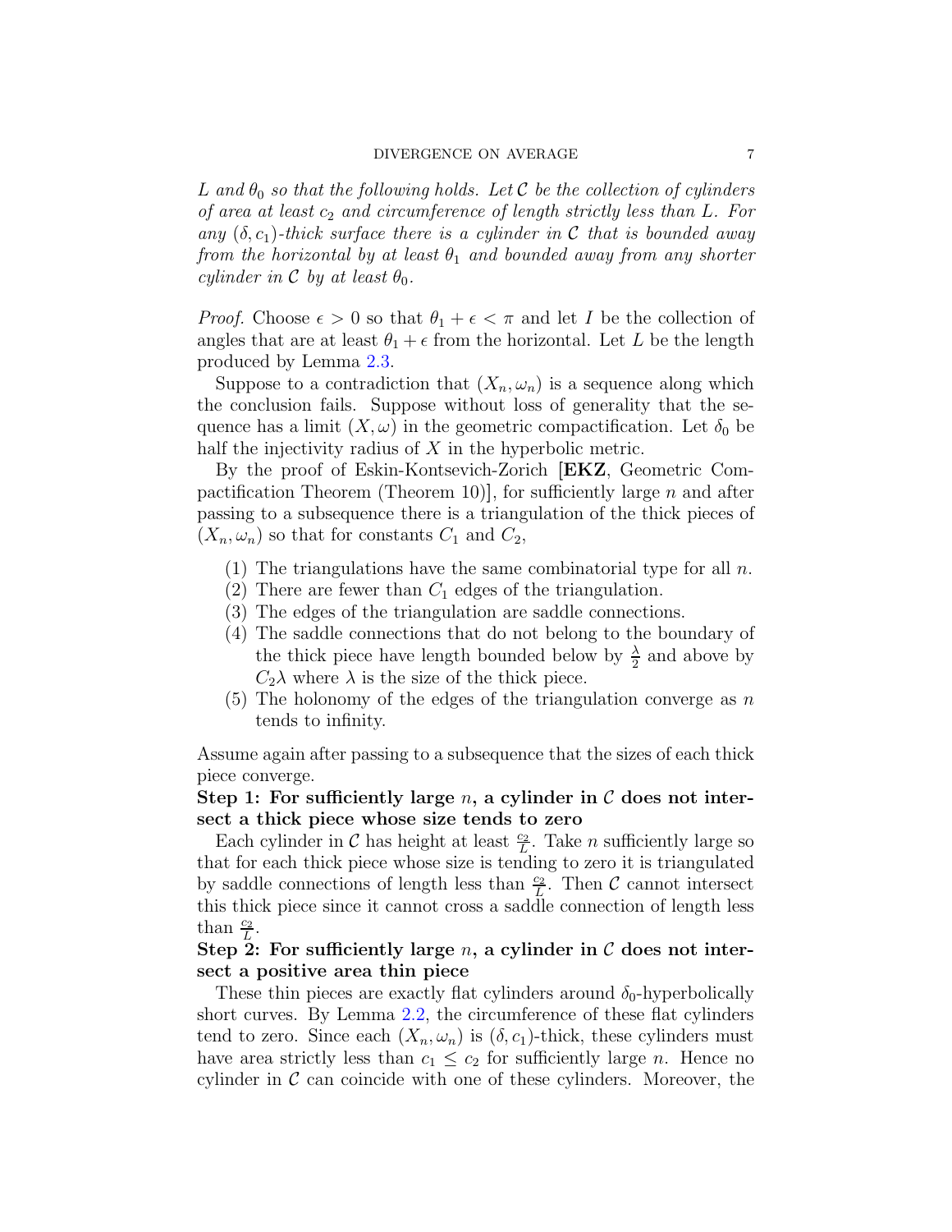*$L$ and $\theta_0$ so that the following holds. Let $\mathcal{C}$ be the collection of cylinders of area at least $c_2$ and circumference of length strictly less than $L$. For any $(\delta, c_1)$-thick surface there is a cylinder in $\mathcal{C}$ that is bounded away from the horizontal by at least $\theta_1$ and bounded away from any shorter cylinder in $\mathcal{C}$ by at least $\theta_0$.*

*Proof.* Choose $\epsilon > 0$ so that $\theta_1 + \epsilon < \pi$ and let $I$ be the collection of angles that are at least $\theta_1 + \epsilon$ from the horizontal. Let $L$ be the length produced by Lemma 2.3.

Suppose to a contradiction that $(X_n, \omega_n)$ is a sequence along which the conclusion fails. Suppose without loss of generality that the sequence has a limit $(X, \omega)$ in the geometric compactification. Let $\delta_0$ be half the injectivity radius of $X$ in the hyperbolic metric.

By the proof of Eskin-Kontsevich-Zorich [**EKZ**, Geometric Compactification Theorem (Theorem 10)], for sufficiently large $n$ and after passing to a subsequence there is a triangulation of the thick pieces of $(X_n, \omega_n)$ so that for constants $C_1$ and $C_2$,

1. The triangulations have the same combinatorial type for all $n$.
2. There are fewer than $C_1$ edges of the triangulation.
3. The edges of the triangulation are saddle connections.
4. The saddle connections that do not belong to the boundary of the thick piece have length bounded below by $\frac{\lambda}{2}$ and above by $C_2\lambda$ where $\lambda$ is the size of the thick piece.
5. The holonomy of the edges of the triangulation converge as $n$ tends to infinity.

Assume again after passing to a subsequence that the sizes of each thick piece converge.

**Step 1: For sufficiently large $n$, a cylinder in $\mathcal{C}$ does not intersect a thick piece whose size tends to zero**

Each cylinder in $\mathcal{C}$ has height at least $\frac{c_2}{L}$. Take $n$ sufficiently large so that for each thick piece whose size is tending to zero it is triangulated by saddle connections of length less than $\frac{c_2}{L}$. Then $\mathcal{C}$ cannot intersect this thick piece since it cannot cross a saddle connection of length less than $\frac{c_2}{L}$.

**Step 2: For sufficiently large $n$, a cylinder in $\mathcal{C}$ does not intersect a positive area thin piece**

These thin pieces are exactly flat cylinders around $\delta_0$-hyperbolically short curves. By Lemma 2.2, the circumference of these flat cylinders tend to zero. Since each $(X_n, \omega_n)$ is $(\delta, c_1)$-thick, these cylinders must have area strictly less than $c_1 \leq c_2$ for sufficiently large $n$. Hence no cylinder in $\mathcal{C}$ can coincide with one of these cylinders. Moreover, the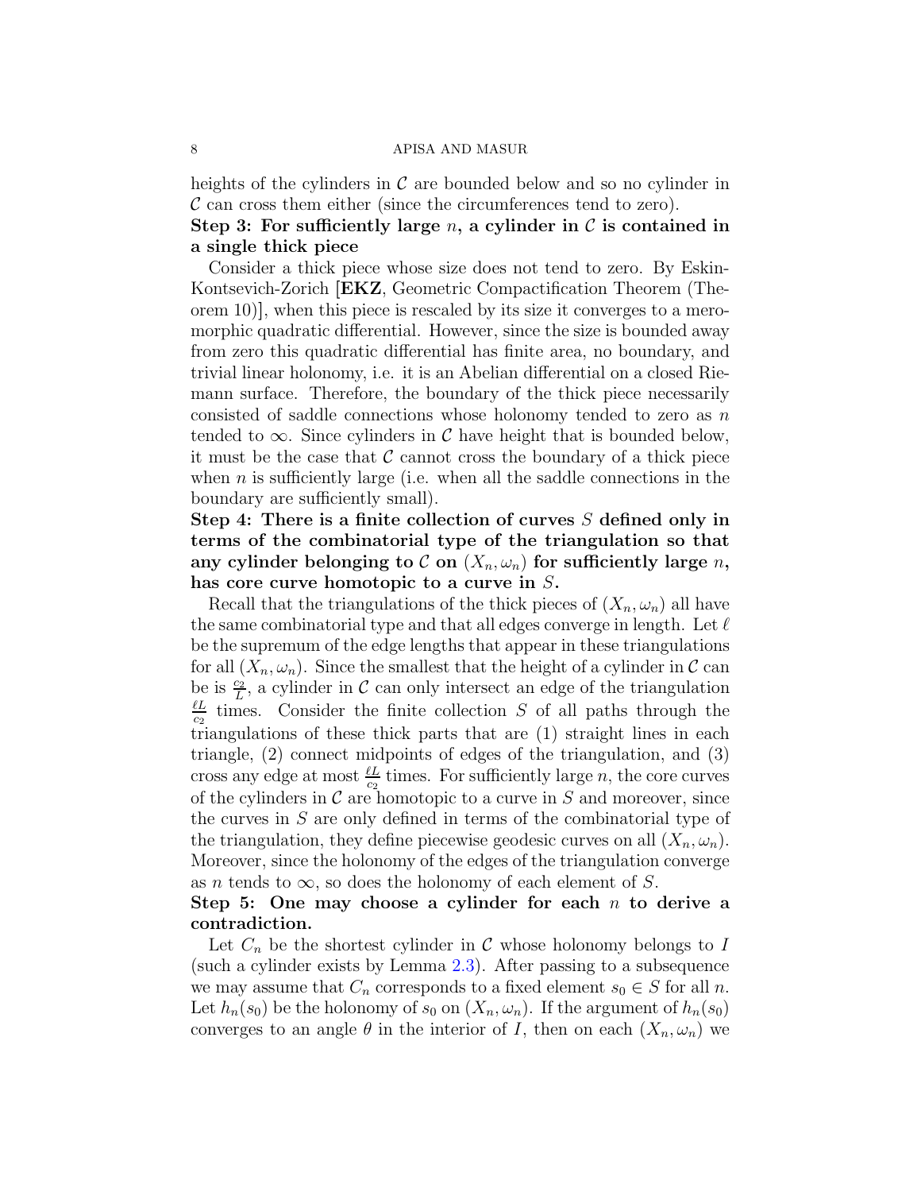heights of the cylinders in $\mathcal{C}$ are bounded below and so no cylinder in $\mathcal{C}$ can cross them either (since the circumferences tend to zero).

**Step 3: For sufficiently large $n$, a cylinder in $\mathcal{C}$ is contained in a single thick piece**

Consider a thick piece whose size does not tend to zero. By Eskin-Kontsevich-Zorich [**EKZ**, Geometric Compactification Theorem (Theorem 10)], when this piece is rescaled by its size it converges to a meromorphic quadratic differential. However, since the size is bounded away from zero this quadratic differential has finite area, no boundary, and trivial linear holonomy, i.e. it is an Abelian differential on a closed Riemann surface. Therefore, the boundary of the thick piece necessarily consisted of saddle connections whose holonomy tended to zero as $n$ tended to $\infty$. Since cylinders in $\mathcal{C}$ have height that is bounded below, it must be the case that $\mathcal{C}$ cannot cross the boundary of a thick piece when $n$ is sufficiently large (i.e. when all the saddle connections in the boundary are sufficiently small).

**Step 4: There is a finite collection of curves $S$ defined only in terms of the combinatorial type of the triangulation so that any cylinder belonging to $\mathcal{C}$ on $(X_n, \omega_n)$ for sufficiently large $n$, has core curve homotopic to a curve in $S$.**

Recall that the triangulations of the thick pieces of $(X_n, \omega_n)$ all have the same combinatorial type and that all edges converge in length. Let $\ell$ be the supremum of the edge lengths that appear in these triangulations for all $(X_n, \omega_n)$. Since the smallest that the height of a cylinder in $\mathcal{C}$ can be is $\frac{c_2}{L}$, a cylinder in $\mathcal{C}$ can only intersect an edge of the triangulation $\frac{\ell L}{c_2}$ times. Consider the finite collection $S$ of all paths through the triangulations of these thick parts that are (1) straight lines in each triangle, (2) connect midpoints of edges of the triangulation, and (3) cross any edge at most $\frac{\ell L}{c_2}$ times. For sufficiently large $n$, the core curves of the cylinders in $\mathcal{C}$ are homotopic to a curve in $S$ and moreover, since the curves in $S$ are only defined in terms of the combinatorial type of the triangulation, they define piecewise geodesic curves on all $(X_n, \omega_n)$. Moreover, since the holonomy of the edges of the triangulation converge as $n$ tends to $\infty$, so does the holonomy of each element of $S$.

**Step 5: One may choose a cylinder for each $n$ to derive a contradiction.**

Let $C_n$ be the shortest cylinder in $\mathcal{C}$ whose holonomy belongs to $I$ (such a cylinder exists by Lemma 2.3). After passing to a subsequence we may assume that $C_n$ corresponds to a fixed element $s_0 \in S$ for all $n$. Let $h_n(s_0)$ be the holonomy of $s_0$ on $(X_n, \omega_n)$. If the argument of $h_n(s_0)$ converges to an angle $\theta$ in the interior of $I$, then on each $(X_n, \omega_n)$ we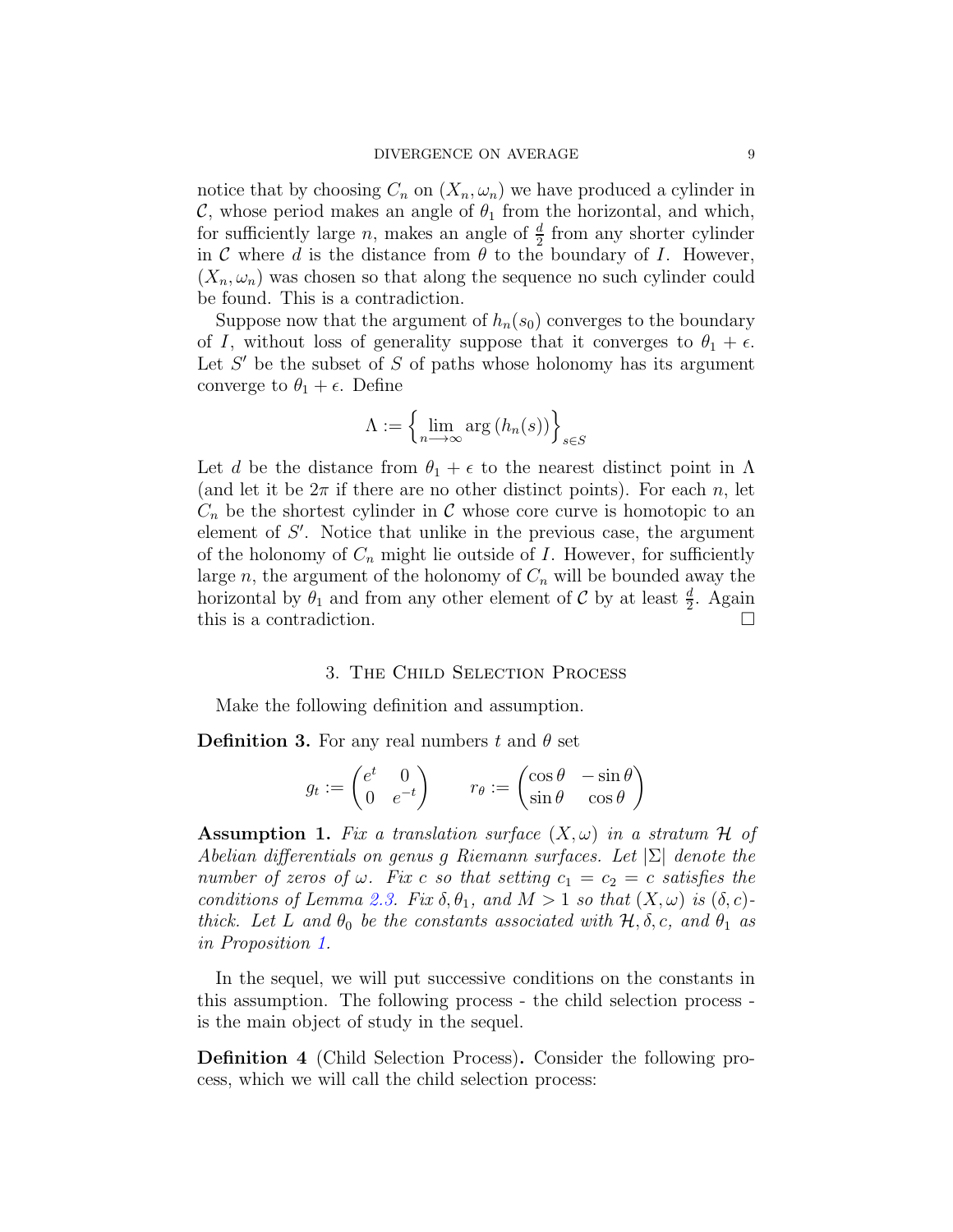notice that by choosing $C_n$ on $(X_n, \omega_n)$ we have produced a cylinder in $\mathcal{C}$, whose period makes an angle of $\theta_1$ from the horizontal, and which, for sufficiently large $n$, makes an angle of $\frac{d}{2}$ from any shorter cylinder in $\mathcal{C}$ where $d$ is the distance from $\theta$ to the boundary of $I$. However, $(X_n, \omega_n)$ was chosen so that along the sequence no such cylinder could be found. This is a contradiction.

Suppose now that the argument of $h_n(s_0)$ converges to the boundary of $I$, without loss of generality suppose that it converges to $\theta_1 + \epsilon$. Let $S'$ be the subset of $S$ of paths whose holonomy has its argument converge to $\theta_1 + \epsilon$. Define

$$\Lambda := \left\{ \lim_{n \longrightarrow \infty} \arg \left( h_n(s) \right) \right\}_{s \in S}$$

Let $d$ be the distance from $\theta_1 + \epsilon$ to the nearest distinct point in $\Lambda$ (and let it be $2\pi$ if there are no other distinct points). For each $n$, let $C_n$ be the shortest cylinder in $\mathcal{C}$ whose core curve is homotopic to an element of $S'$. Notice that unlike in the previous case, the argument of the holonomy of $C_n$ might lie outside of $I$. However, for sufficiently large $n$, the argument of the holonomy of $C_n$ will be bounded away the horizontal by $\theta_1$ and from any other element of $\mathcal{C}$ by at least $\frac{d}{2}$. Again this is a contradiction. $\square$

## 3. The Child Selection Process

Make the following definition and assumption.

**Definition 3.** For any real numbers $t$ and $\theta$ set

$$g_t := \begin{pmatrix} e^t & 0 \\ 0 & e^{-t} \end{pmatrix} \qquad r_\theta := \begin{pmatrix} \cos\theta & -\sin\theta \\ \sin\theta & \cos\theta \end{pmatrix}$$

**Assumption 1.** *Fix a translation surface $(X, \omega)$ in a stratum $\mathcal{H}$ of Abelian differentials on genus $g$ Riemann surfaces. Let $|\Sigma|$ denote the number of zeros of $\omega$. Fix $c$ so that setting $c_1 = c_2 = c$ satisfies the conditions of Lemma 2.3. Fix $\delta, \theta_1$, and $M > 1$ so that $(X, \omega)$ is $(\delta, c)$-thick. Let $L$ and $\theta_0$ be the constants associated with $\mathcal{H}, \delta, c$, and $\theta_1$ as in Proposition 1.*

In the sequel, we will put successive conditions on the constants in this assumption. The following process - the child selection process - is the main object of study in the sequel.

**Definition 4** (Child Selection Process)**.** Consider the following process, which we will call the child selection process: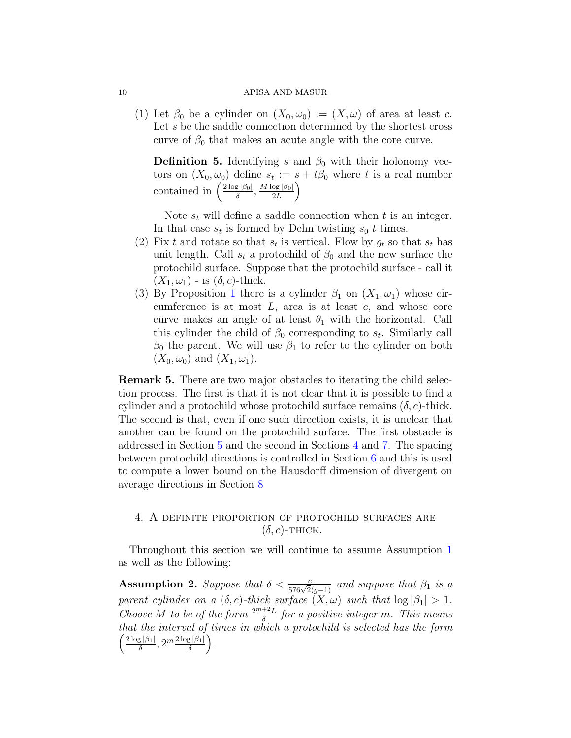(1) Let $\beta_0$ be a cylinder on $(X_0, \omega_0) := (X, \omega)$ of area at least $c$. Let $s$ be the saddle connection determined by the shortest cross curve of $\beta_0$ that makes an acute angle with the core curve.

**Definition 5.** Identifying $s$ and $\beta_0$ with their holonomy vectors on $(X_0, \omega_0)$ define $s_t := s + t\beta_0$ where $t$ is a real number contained in $\left(\frac{2\log|\beta_0|}{\delta}, \frac{M\log|\beta_0|}{2L}\right)$

Note $s_t$ will define a saddle connection when $t$ is an integer. In that case $s_t$ is formed by Dehn twisting $s_0$ $t$ times.

(2) Fix $t$ and rotate so that $s_t$ is vertical. Flow by $g_t$ so that $s_t$ has unit length. Call $s_t$ a protochild of $\beta_0$ and the new surface the protochild surface. Suppose that the protochild surface - call it $(X_1, \omega_1)$ - is $(\delta, c)$-thick.

(3) By Proposition 1 there is a cylinder $\beta_1$ on $(X_1, \omega_1)$ whose circumference is at most $L$, area is at least $c$, and whose core curve makes an angle of at least $\theta_1$ with the horizontal. Call this cylinder the child of $\beta_0$ corresponding to $s_t$. Similarly call $\beta_0$ the parent. We will use $\beta_1$ to refer to the cylinder on both $(X_0, \omega_0)$ and $(X_1, \omega_1)$.

**Remark 5.** There are two major obstacles to iterating the child selection process. The first is that it is not clear that it is possible to find a cylinder and a protochild whose protochild surface remains $(\delta, c)$-thick. The second is that, even if one such direction exists, it is unclear that another can be found on the protochild surface. The first obstacle is addressed in Section 5 and the second in Sections 4 and 7. The spacing between protochild directions is controlled in Section 6 and this is used to compute a lower bound on the Hausdorff dimension of divergent on average directions in Section 8

## 4. A definite proportion of protochild surfaces are $(\delta, c)$-thick.

Throughout this section we will continue to assume Assumption 1 as well as the following:

**Assumption 2.** *Suppose that $\delta < \frac{c}{576\sqrt{2}(g-1)}$ and suppose that $\beta_1$ is a parent cylinder on a $(\delta, c)$-thick surface $(X, \omega)$ such that $\log|\beta_1| > 1$. Choose $M$ to be of the form $\frac{2^{m+2}L}{\delta}$ for a positive integer $m$. This means that the interval of times in which a protochild is selected has the form $\left(\frac{2\log|\beta_1|}{\delta}, 2^m \frac{2\log|\beta_1|}{\delta}\right)$.*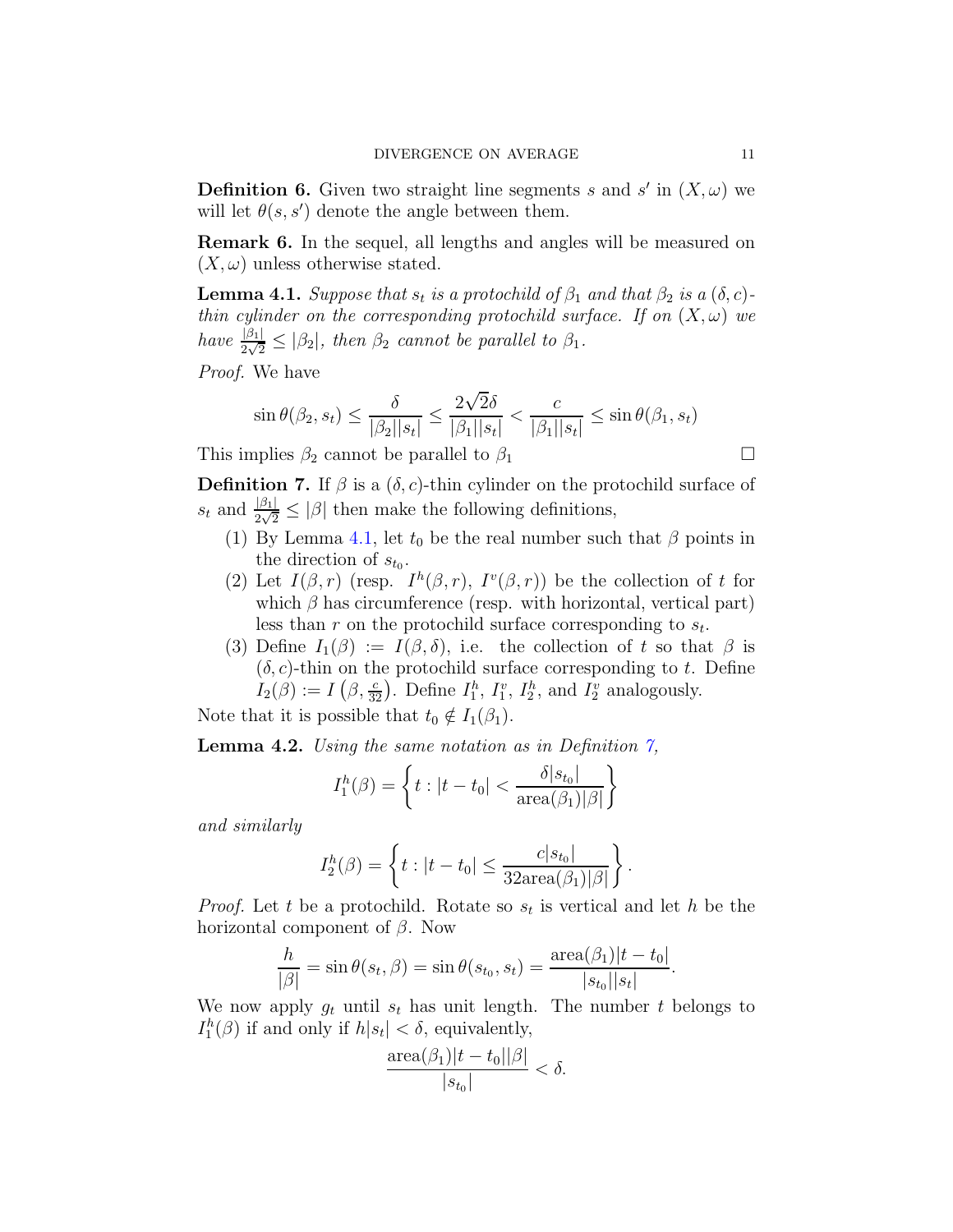**Definition 6.** Given two straight line segments $s$ and $s'$ in $(X, \omega)$ we will let $\theta(s, s')$ denote the angle between them.

**Remark 6.** In the sequel, all lengths and angles will be measured on $(X, \omega)$ unless otherwise stated.

**Lemma 4.1.** *Suppose that $s_t$ is a protochild of $\beta_1$ and that $\beta_2$ is a $(\delta, c)$-thin cylinder on the corresponding protochild surface. If on $(X, \omega)$ we have $\frac{|\beta_1|}{2\sqrt{2}} \leq |\beta_2|$, then $\beta_2$ cannot be parallel to $\beta_1$.*

*Proof.* We have

$$\sin\theta(\beta_2, s_t) \leq \frac{\delta}{|\beta_2||s_t|} \leq \frac{2\sqrt{2}\delta}{|\beta_1||s_t|} < \frac{c}{|\beta_1||s_t|} \leq \sin\theta(\beta_1, s_t)$$

This implies $\beta_2$ cannot be parallel to $\beta_1$ □

**Definition 7.** If $\beta$ is a $(\delta, c)$-thin cylinder on the protochild surface of $s_t$ and $\frac{|\beta_1|}{2\sqrt{2}} \leq |\beta|$ then make the following definitions,

1. By Lemma 4.1, let $t_0$ be the real number such that $\beta$ points in the direction of $s_{t_0}$.
2. Let $I(\beta, r)$ (resp. $I^h(\beta, r)$, $I^v(\beta, r)$) be the collection of $t$ for which $\beta$ has circumference (resp. with horizontal, vertical part) less than $r$ on the protochild surface corresponding to $s_t$.
3. Define $I_1(\beta) := I(\beta, \delta)$, i.e. the collection of $t$ so that $\beta$ is $(\delta, c)$-thin on the protochild surface corresponding to $t$. Define $I_2(\beta) := I\left(\beta, \frac{c}{32}\right)$. Define $I_1^h$, $I_1^v$, $I_2^h$, and $I_2^v$ analogously.

Note that it is possible that $t_0 \notin I_1(\beta_1)$.

**Lemma 4.2.** *Using the same notation as in Definition 7,*

$$I_1^h(\beta) = \left\{ t : |t - t_0| < \frac{\delta |s_{t_0}|}{\text{area}(\beta_1)|\beta|} \right\}$$

*and similarly*

$$I_2^h(\beta) = \left\{ t : |t - t_0| \leq \frac{c|s_{t_0}|}{32\text{area}(\beta_1)|\beta|} \right\}.$$

*Proof.* Let $t$ be a protochild. Rotate so $s_t$ is vertical and let $h$ be the horizontal component of $\beta$. Now

$$\frac{h}{|\beta|} = \sin\theta(s_t, \beta) = \sin\theta(s_{t_0}, s_t) = \frac{\text{area}(\beta_1)|t - t_0|}{|s_{t_0}||s_t|}.$$

We now apply $g_t$ until $s_t$ has unit length. The number $t$ belongs to $I_1^h(\beta)$ if and only if $h|s_t| < \delta$, equivalently,

$$\frac{\text{area}(\beta_1)|t - t_0||\beta|}{|s_{t_0}|} < \delta.$$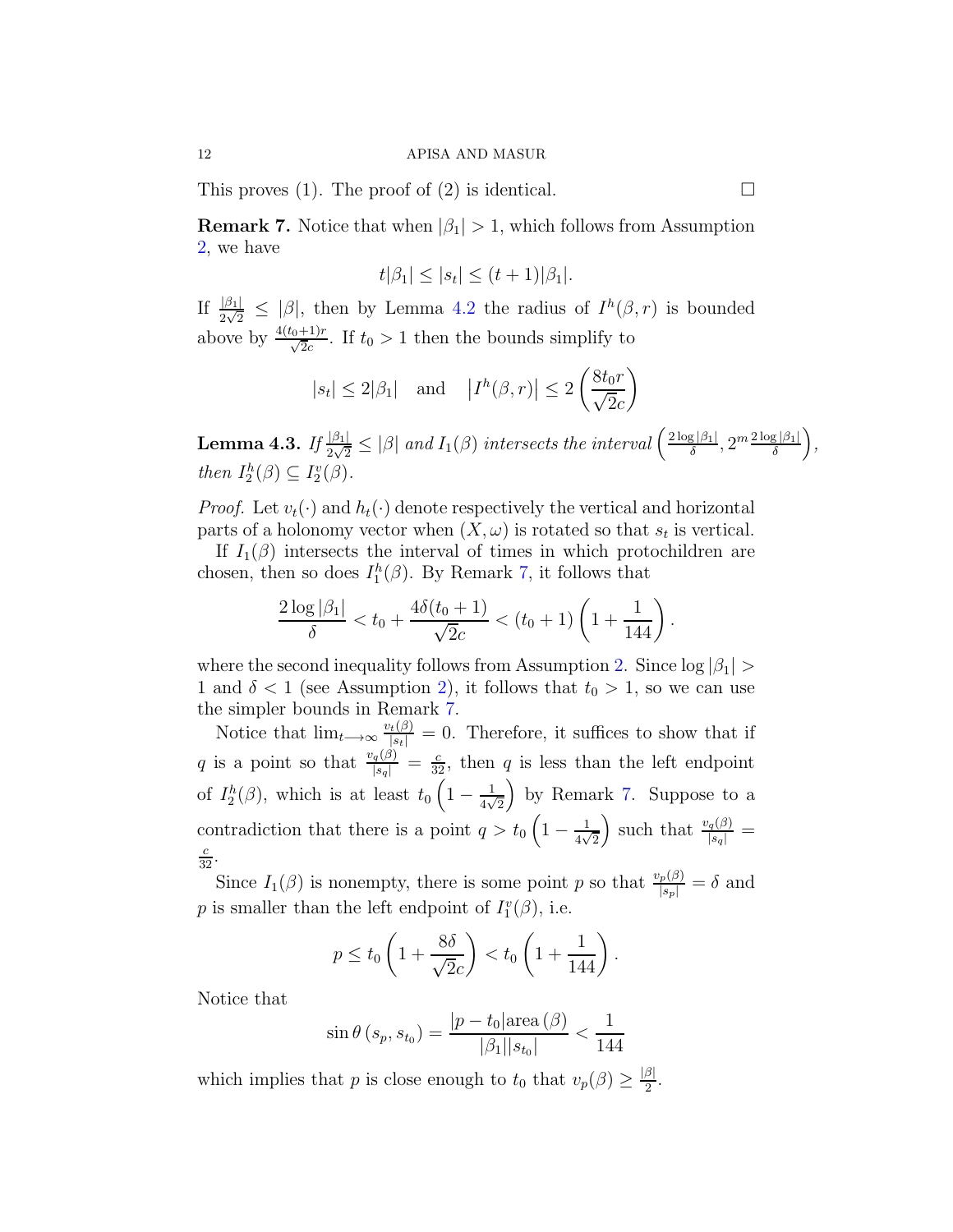This proves (1). The proof of (2) is identical. $\square$

**Remark 7.** Notice that when $|\beta_1| > 1$, which follows from Assumption 2, we have

$$t|\beta_1| \leq |s_t| \leq (t+1)|\beta_1|.$$

If $\frac{|\beta_1|}{2\sqrt{2}} \leq |\beta|$, then by Lemma 4.2 the radius of $I^h(\beta, r)$ is bounded above by $\frac{4(t_0+1)r}{\sqrt{2}c}$. If $t_0 > 1$ then the bounds simplify to

$$|s_t| \leq 2|\beta_1| \quad \text{and} \quad \left|I^h(\beta, r)\right| \leq 2\left(\frac{8t_0 r}{\sqrt{2}c}\right)$$

**Lemma 4.3.** *If $\frac{|\beta_1|}{2\sqrt{2}} \leq |\beta|$ and $I_1(\beta)$ intersects the interval $\left(\frac{2\log|\beta_1|}{\delta}, 2^m \frac{2\log|\beta_1|}{\delta}\right)$, then $I_2^h(\beta) \subseteq I_2^v(\beta)$.*

*Proof.* Let $v_t(\cdot)$ and $h_t(\cdot)$ denote respectively the vertical and horizontal parts of a holonomy vector when $(X, \omega)$ is rotated so that $s_t$ is vertical.

If $I_1(\beta)$ intersects the interval of times in which protochildren are chosen, then so does $I_1^h(\beta)$. By Remark 7, it follows that

$$\frac{2\log|\beta_1|}{\delta} < t_0 + \frac{4\delta(t_0+1)}{\sqrt{2}c} < (t_0+1)\left(1 + \frac{1}{144}\right).$$

where the second inequality follows from Assumption 2. Since $\log|\beta_1| > 1$ and $\delta < 1$ (see Assumption 2), it follows that $t_0 > 1$, so we can use the simpler bounds in Remark 7.

Notice that $\lim_{t\longrightarrow\infty} \frac{v_t(\beta)}{|s_t|} = 0$. Therefore, it suffices to show that if $q$ is a point so that $\frac{v_q(\beta)}{|s_q|} = \frac{c}{32}$, then $q$ is less than the left endpoint of $I_2^h(\beta)$, which is at least $t_0\left(1 - \frac{1}{4\sqrt{2}}\right)$ by Remark 7. Suppose to a contradiction that there is a point $q > t_0\left(1 - \frac{1}{4\sqrt{2}}\right)$ such that $\frac{v_q(\beta)}{|s_q|} = \frac{c}{32}$.

Since $I_1(\beta)$ is nonempty, there is some point $p$ so that $\frac{v_p(\beta)}{|s_p|} = \delta$ and $p$ is smaller than the left endpoint of $I_1^v(\beta)$, i.e.

$$p \leq t_0\left(1 + \frac{8\delta}{\sqrt{2}c}\right) < t_0\left(1 + \frac{1}{144}\right).$$

Notice that

$$\sin\theta\left(s_p, s_{t_0}\right) = \frac{|p - t_0|\text{area}\left(\beta\right)}{|\beta_1||s_{t_0}|} < \frac{1}{144}$$

which implies that $p$ is close enough to $t_0$ that $v_p(\beta) \geq \frac{|\beta|}{2}$.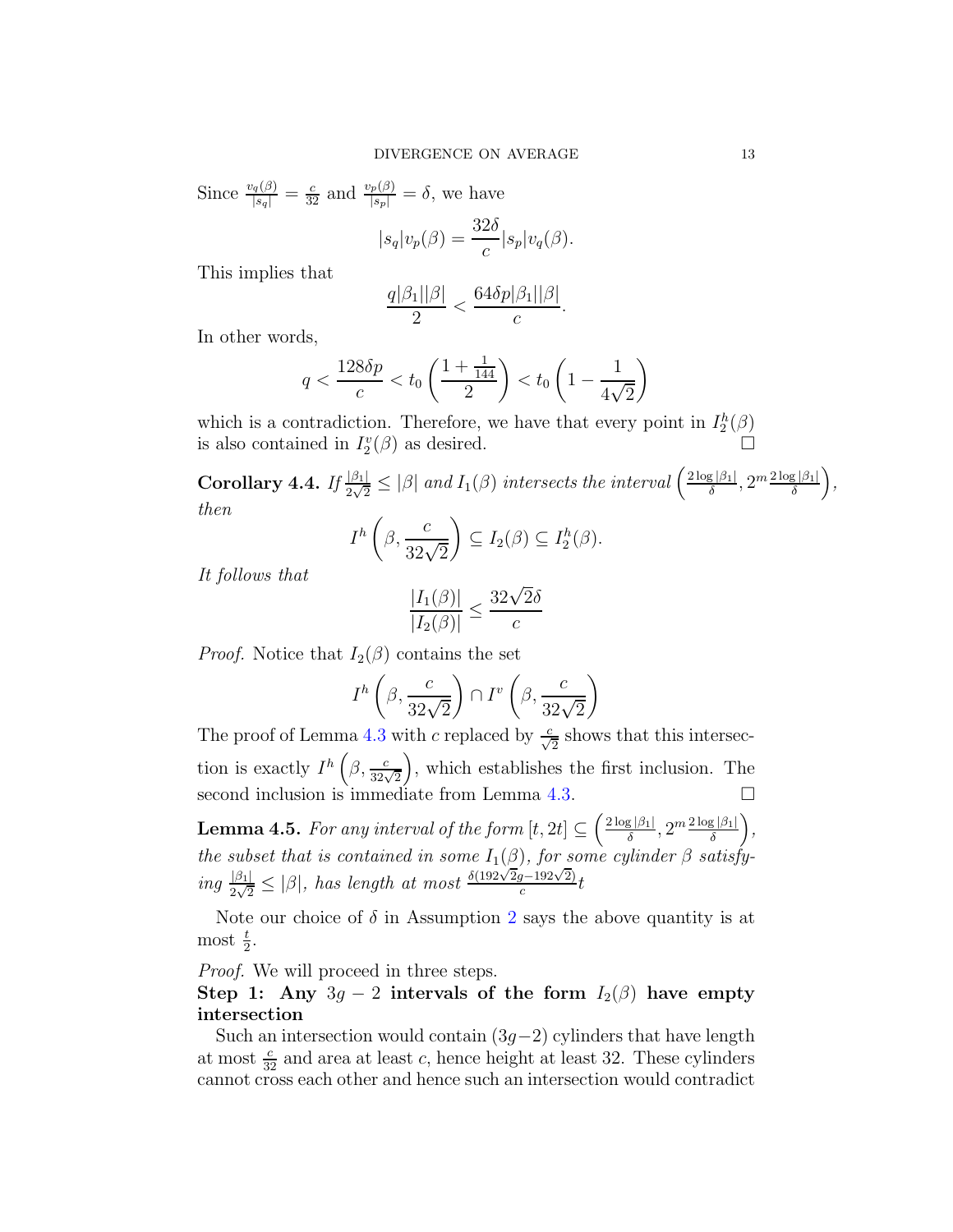Since $\frac{v_q(\beta)}{|s_q|} = \frac{c}{32}$ and $\frac{v_p(\beta)}{|s_p|} = \delta$, we have

$$|s_q|v_p(\beta) = \frac{32\delta}{c}|s_p|v_q(\beta).$$

This implies that

$$\frac{q|\beta_1||\beta|}{2} < \frac{64\delta p|\beta_1||\beta|}{c}.$$

In other words,

$$q < \frac{128\delta p}{c} < t_0\left(\frac{1+\frac{1}{144}}{2}\right) < t_0\left(1 - \frac{1}{4\sqrt{2}}\right)$$

which is a contradiction. Therefore, we have that every point in $I_2^h(\beta)$ is also contained in $I_2^v(\beta)$ as desired. □

**Corollary 4.4.** *If* $\frac{|\beta_1|}{2\sqrt{2}} \leq |\beta|$ *and* $I_1(\beta)$ *intersects the interval* $\left(\frac{2\log|\beta_1|}{\delta}, 2^m\frac{2\log|\beta_1|}{\delta}\right)$, *then*

$$I^h\left(\beta, \frac{c}{32\sqrt{2}}\right) \subseteq I_2(\beta) \subseteq I_2^h(\beta).$$

*It follows that*

$$\frac{|I_1(\beta)|}{|I_2(\beta)|} \leq \frac{32\sqrt{2}\delta}{c}$$

*Proof.* Notice that $I_2(\beta)$ contains the set

$$I^h\left(\beta, \frac{c}{32\sqrt{2}}\right) \cap I^v\left(\beta, \frac{c}{32\sqrt{2}}\right)$$

The proof of Lemma 4.3 with $c$ replaced by $\frac{c}{\sqrt{2}}$ shows that this intersection is exactly $I^h\left(\beta, \frac{c}{32\sqrt{2}}\right)$, which establishes the first inclusion. The second inclusion is immediate from Lemma 4.3. □

**Lemma 4.5.** *For any interval of the form* $[t, 2t] \subseteq \left(\frac{2\log|\beta_1|}{\delta}, 2^m\frac{2\log|\beta_1|}{\delta}\right)$, *the subset that is contained in some* $I_1(\beta)$, *for some cylinder* $\beta$ *satisfying* $\frac{|\beta_1|}{2\sqrt{2}} \leq |\beta|$, *has length at most* $\frac{\delta(192\sqrt{2}g - 192\sqrt{2})}{c}t$

Note our choice of $\delta$ in Assumption 2 says the above quantity is at most $\frac{t}{2}$.

*Proof.* We will proceed in three steps.

**Step 1: Any $3g-2$ intervals of the form $I_2(\beta)$ have empty intersection**

Such an intersection would contain $(3g-2)$ cylinders that have length at most $\frac{c}{32}$ and area at least $c$, hence height at least 32. These cylinders cannot cross each other and hence such an intersection would contradict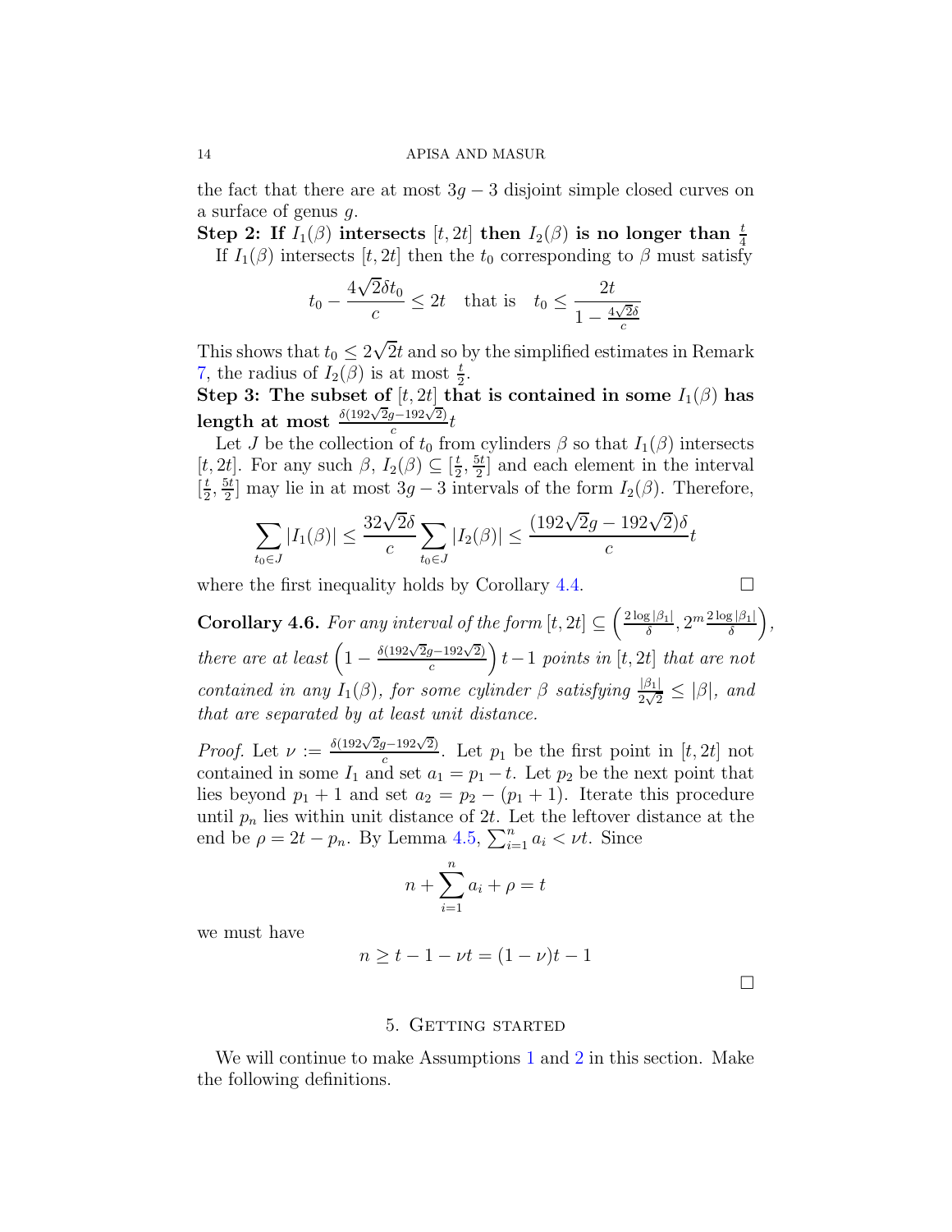the fact that there are at most $3g-3$ disjoint simple closed curves on a surface of genus $g$.

**Step 2: If $I_1(\beta)$ intersects $[t, 2t]$ then $I_2(\beta)$ is no longer than $\frac{t}{4}$**

If $I_1(\beta)$ intersects $[t, 2t]$ then the $t_0$ corresponding to $\beta$ must satisfy

$$t_0 - \frac{4\sqrt{2}\delta t_0}{c} \leq 2t \quad \text{that is} \quad t_0 \leq \frac{2t}{1 - \frac{4\sqrt{2}\delta}{c}}$$

This shows that $t_0 \leq 2\sqrt{2}t$ and so by the simplified estimates in Remark 7, the radius of $I_2(\beta)$ is at most $\frac{t}{2}$.

**Step 3: The subset of $[t, 2t]$ that is contained in some $I_1(\beta)$ has length at most $\frac{\delta(192\sqrt{2}g - 192\sqrt{2})}{c}t$**

Let $J$ be the collection of $t_0$ from cylinders $\beta$ so that $I_1(\beta)$ intersects $[t, 2t]$. For any such $\beta$, $I_2(\beta) \subseteq [\frac{t}{2}, \frac{5t}{2}]$ and each element in the interval $[\frac{t}{2}, \frac{5t}{2}]$ may lie in at most $3g-3$ intervals of the form $I_2(\beta)$. Therefore,

$$\sum_{t_0 \in J} |I_1(\beta)| \leq \frac{32\sqrt{2}\delta}{c} \sum_{t_0 \in J} |I_2(\beta)| \leq \frac{(192\sqrt{2}g - 192\sqrt{2})\delta}{c} t$$

where the first inequality holds by Corollary 4.4. $\square$

**Corollary 4.6.** *For any interval of the form $[t, 2t] \subseteq \left( \frac{2\log|\beta_1|}{\delta}, 2^m \frac{2\log|\beta_1|}{\delta} \right)$, there are at least $\left(1 - \frac{\delta(192\sqrt{2}g - 192\sqrt{2})}{c}\right) t - 1$ points in $[t, 2t]$ that are not contained in any $I_1(\beta)$, for some cylinder $\beta$ satisfying $\frac{|\beta_1|}{2\sqrt{2}} \leq |\beta|$, and that are separated by at least unit distance.*

*Proof.* Let $\nu := \frac{\delta(192\sqrt{2}g - 192\sqrt{2})}{c}$. Let $p_1$ be the first point in $[t, 2t]$ not contained in some $I_1$ and set $a_1 = p_1 - t$. Let $p_2$ be the next point that lies beyond $p_1 + 1$ and set $a_2 = p_2 - (p_1 + 1)$. Iterate this procedure until $p_n$ lies within unit distance of $2t$. Let the leftover distance at the end be $\rho = 2t - p_n$. By Lemma 4.5, $\sum_{i=1}^n a_i < \nu t$. Since

$$n + \sum_{i=1}^n a_i + \rho = t$$

we must have

$$n \geq t - 1 - \nu t = (1 - \nu)t - 1$$

$\square$

## 5. Getting started

We will continue to make Assumptions 1 and 2 in this section. Make the following definitions.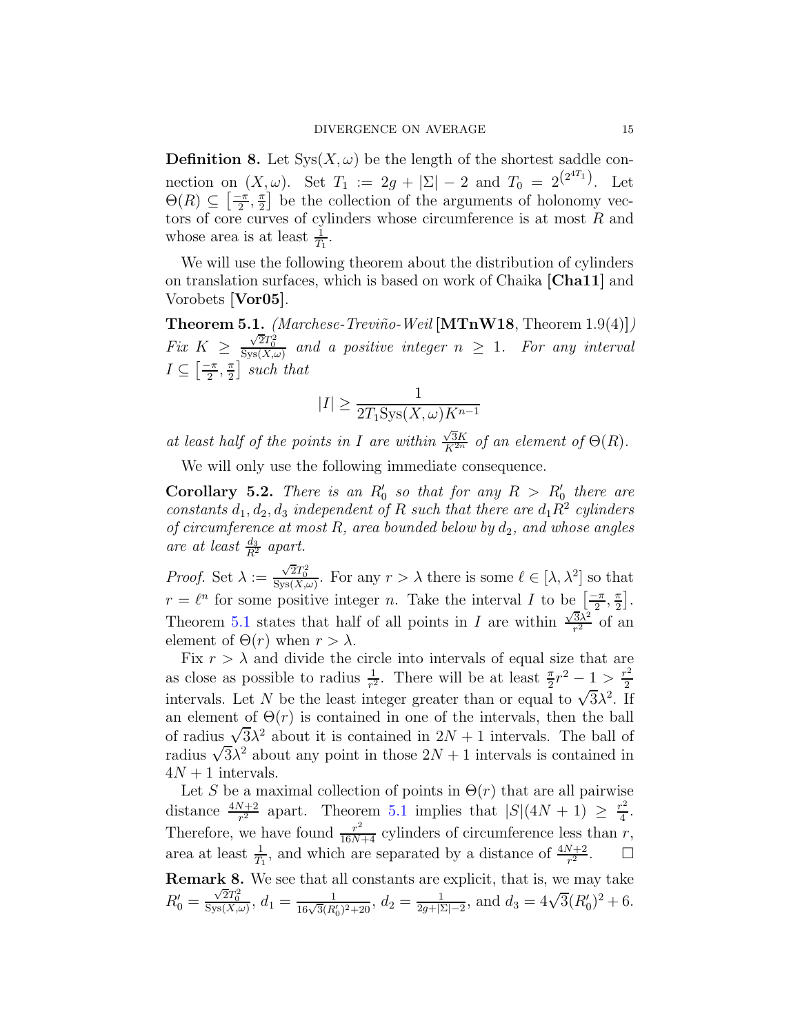**Definition 8.** Let $\mathrm{Sys}(X,\omega)$ be the length of the shortest saddle connection on $(X,\omega)$. Set $T_1 := 2g + |\Sigma| - 2$ and $T_0 = 2^{(2^{4T_1})}$. Let $\Theta(R) \subseteq \left[\frac{-\pi}{2}, \frac{\pi}{2}\right]$ be the collection of the arguments of holonomy vectors of core curves of cylinders whose circumference is at most $R$ and whose area is at least $\frac{1}{T_1}$.

We will use the following theorem about the distribution of cylinders on translation surfaces, which is based on work of Chaika [**Cha11**] and Vorobets [**Vor05**].

**Theorem 5.1.** *(Marchese-Treviño-Weil [**MTnW18**, Theorem 1.9(4)]) Fix $K \geq \frac{\sqrt{2}T_0^2}{\mathrm{Sys}(X,\omega)}$ and a positive integer $n \geq 1$. For any interval $I \subseteq \left[\frac{-\pi}{2}, \frac{\pi}{2}\right]$ such that*

$$|I| \geq \frac{1}{2T_1 \mathrm{Sys}(X,\omega) K^{n-1}}$$

*at least half of the points in $I$ are within $\frac{\sqrt{3}K}{K^{2n}}$ of an element of $\Theta(R)$.*

We will only use the following immediate consequence.

**Corollary 5.2.** *There is an $R_0'$ so that for any $R > R_0'$ there are constants $d_1, d_2, d_3$ independent of $R$ such that there are $d_1 R^2$ cylinders of circumference at most $R$, area bounded below by $d_2$, and whose angles are at least $\frac{d_3}{R^2}$ apart.*

*Proof.* Set $\lambda := \frac{\sqrt{2}T_0^2}{\mathrm{Sys}(X,\omega)}$. For any $r > \lambda$ there is some $\ell \in [\lambda, \lambda^2]$ so that $r = \ell^n$ for some positive integer $n$. Take the interval $I$ to be $\left[\frac{-\pi}{2}, \frac{\pi}{2}\right]$. Theorem 5.1 states that half of all points in $I$ are within $\frac{\sqrt{3}\lambda^2}{r^2}$ of an element of $\Theta(r)$ when $r > \lambda$.

Fix $r > \lambda$ and divide the circle into intervals of equal size that are as close as possible to radius $\frac{1}{r^2}$. There will be at least $\frac{\pi}{2}r^2 - 1 > \frac{r^2}{2}$ intervals. Let $N$ be the least integer greater than or equal to $\sqrt{3}\lambda^2$. If an element of $\Theta(r)$ is contained in one of the intervals, then the ball of radius $\sqrt{3}\lambda^2$ about it is contained in $2N+1$ intervals. The ball of radius $\sqrt{3}\lambda^2$ about any point in those $2N+1$ intervals is contained in $4N+1$ intervals.

Let $S$ be a maximal collection of points in $\Theta(r)$ that are all pairwise distance $\frac{4N+2}{r^2}$ apart. Theorem 5.1 implies that $|S|(4N+1) \geq \frac{r^2}{4}$. Therefore, we have found $\frac{r^2}{16N+4}$ cylinders of circumference less than $r$, area at least $\frac{1}{T_1}$, and which are separated by a distance of $\frac{4N+2}{r^2}$. $\square$

**Remark 8.** We see that all constants are explicit, that is, we may take $R_0' = \frac{\sqrt{2}T_0^2}{\mathrm{Sys}(X,\omega)}$, $d_1 = \frac{1}{16\sqrt{3}(R_0')^2+20}$, $d_2 = \frac{1}{2g+|\Sigma|-2}$, and $d_3 = 4\sqrt{3}(R_0')^2 + 6$.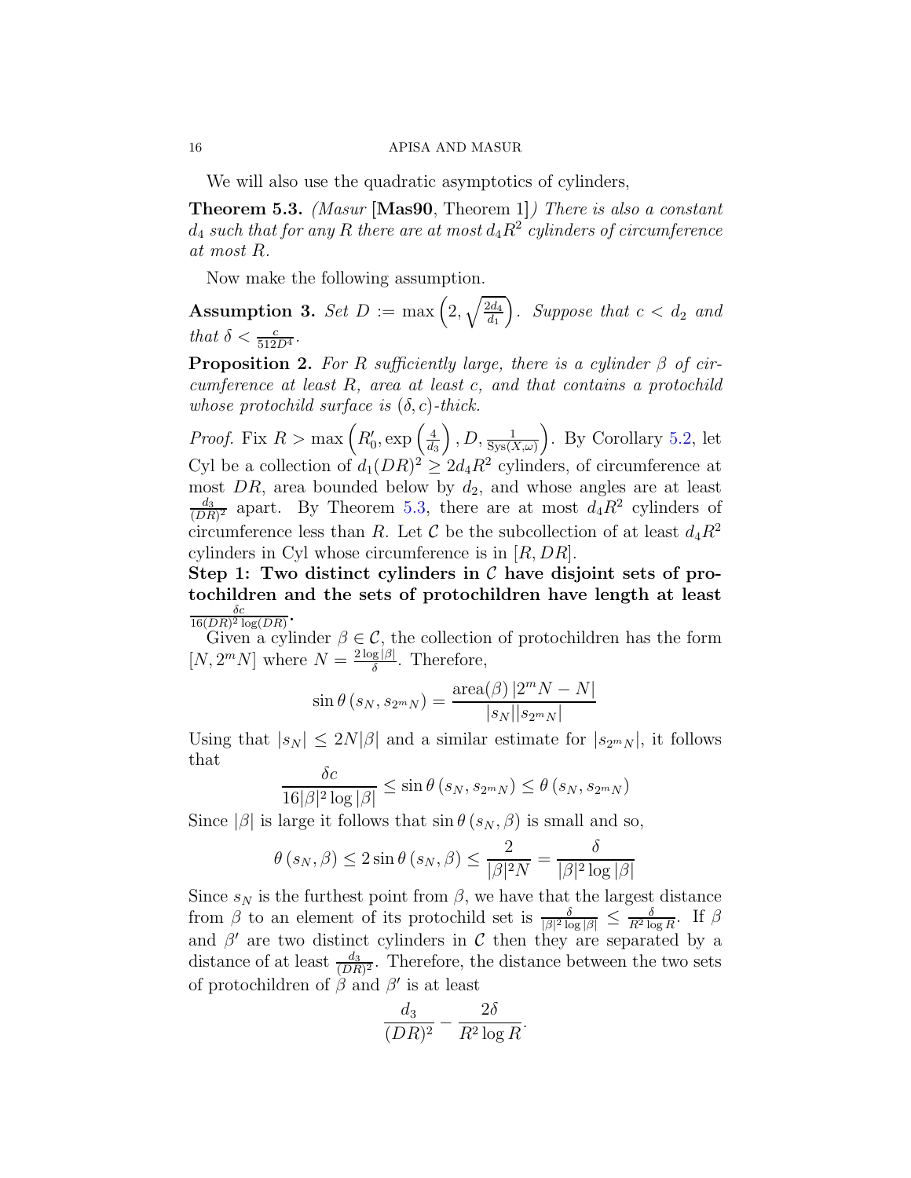We will also use the quadratic asymptotics of cylinders,

**Theorem 5.3.** *(Masur* [**Mas90**, Theorem 1]*) There is also a constant $d_4$ such that for any $R$ there are at most $d_4 R^2$ cylinders of circumference at most $R$.*

Now make the following assumption.

**Assumption 3.** *Set $D := \max\left(2, \sqrt{\frac{2d_4}{d_1}}\right)$. Suppose that $c < d_2$ and that $\delta < \frac{c}{512D^4}$.*

**Proposition 2.** *For $R$ sufficiently large, there is a cylinder $\beta$ of circumference at least $R$, area at least $c$, and that contains a protochild whose protochild surface is $(\delta, c)$-thick.*

*Proof.* Fix $R > \max\left(R_0', \exp\left(\frac{4}{d_3}\right), D, \frac{1}{\mathrm{Sys}(X,\omega)}\right)$. By Corollary 5.2, let Cyl be a collection of $d_1(DR)^2 \geq 2d_4R^2$ cylinders, of circumference at most $DR$, area bounded below by $d_2$, and whose angles are at least $\frac{d_3}{(DR)^2}$ apart. By Theorem 5.3, there are at most $d_4R^2$ cylinders of circumference less than $R$. Let $\mathcal{C}$ be the subcollection of at least $d_4R^2$ cylinders in Cyl whose circumference is in $[R, DR]$.

**Step 1: Two distinct cylinders in $\mathcal{C}$ have disjoint sets of protochildren and the sets of protochildren have length at least $\frac{\delta c}{16(DR)^2\log(DR)}$.**

Given a cylinder $\beta \in \mathcal{C}$, the collection of protochildren has the form $[N, 2^m N]$ where $N = \frac{2\log|\beta|}{\delta}$. Therefore,

$$\sin\theta\left(s_N, s_{2^mN}\right) = \frac{\mathrm{area}(\beta)\,|2^mN - N|}{|s_N||s_{2^mN}|}$$

Using that $|s_N| \leq 2N|\beta|$ and a similar estimate for $|s_{2^mN}|$, it follows that

$$\frac{\delta c}{16|\beta|^2\log|\beta|} \leq \sin\theta\left(s_N, s_{2^mN}\right) \leq \theta\left(s_N, s_{2^mN}\right)$$

Since $|\beta|$ is large it follows that $\sin\theta\left(s_N, \beta\right)$ is small and so,

$$\theta\left(s_N, \beta\right) \leq 2\sin\theta\left(s_N, \beta\right) \leq \frac{2}{|\beta|^2 N} = \frac{\delta}{|\beta|^2\log|\beta|}$$

Since $s_N$ is the furthest point from $\beta$, we have that the largest distance from $\beta$ to an element of its protochild set is $\frac{\delta}{|\beta|^2\log|\beta|} \leq \frac{\delta}{R^2\log R}$. If $\beta$ and $\beta'$ are two distinct cylinders in $\mathcal{C}$ then they are separated by a distance of at least $\frac{d_3}{(DR)^2}$. Therefore, the distance between the two sets of protochildren of $\beta$ and $\beta'$ is at least

$$\frac{d_3}{(DR)^2} - \frac{2\delta}{R^2\log R}.$$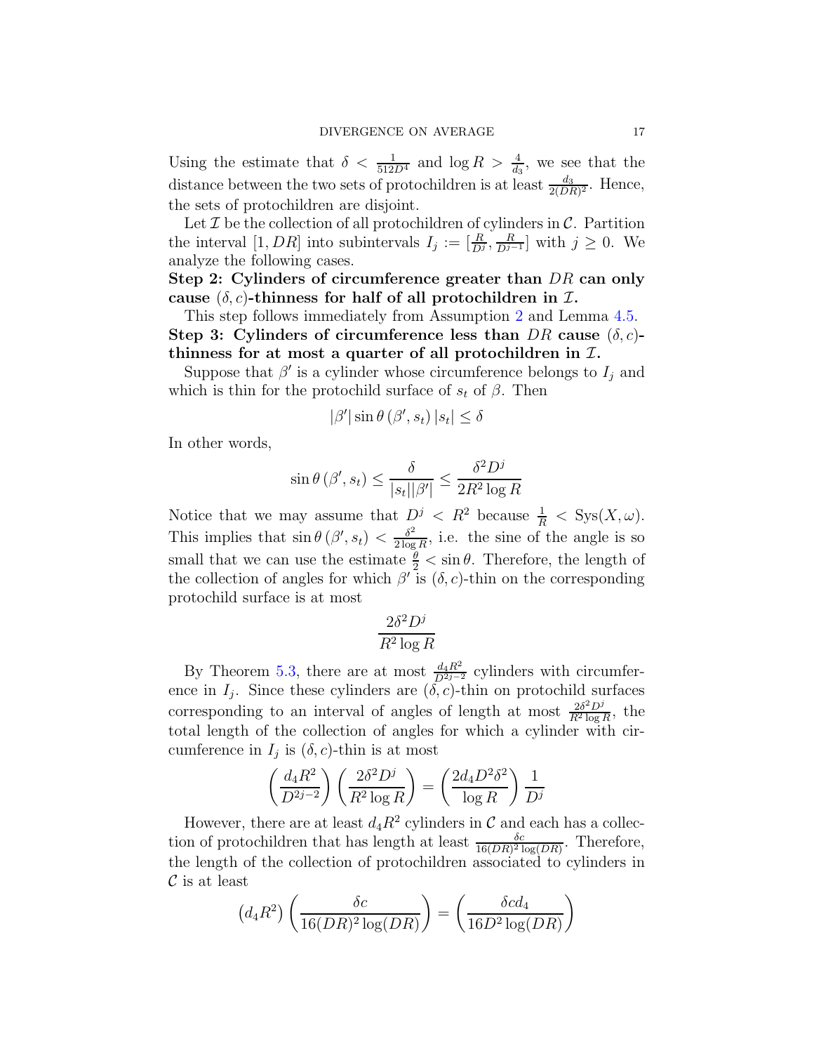Using the estimate that $\delta < \frac{1}{512D^4}$ and $\log R > \frac{4}{d_3}$, we see that the distance between the two sets of protochildren is at least $\frac{d_3}{2(DR)^2}$. Hence, the sets of protochildren are disjoint.

Let $\mathcal{I}$ be the collection of all protochildren of cylinders in $\mathcal{C}$. Partition the interval $[1, DR]$ into subintervals $I_j := [\frac{R}{D^j}, \frac{R}{D^{j-1}}]$ with $j \geq 0$. We analyze the following cases.

**Step 2: Cylinders of circumference greater than $DR$ can only cause $(\delta, c)$-thinness for half of all protochildren in $\mathcal{I}$.**

This step follows immediately from Assumption 2 and Lemma 4.5.

**Step 3: Cylinders of circumference less than $DR$ cause $(\delta, c)$-thinness for at most a quarter of all protochildren in $\mathcal{I}$.**

Suppose that $\beta'$ is a cylinder whose circumference belongs to $I_j$ and which is thin for the protochild surface of $s_t$ of $\beta$. Then

$$|\beta'| \sin\theta\left(\beta', s_t\right) |s_t| \leq \delta$$

In other words,

$$\sin\theta\left(\beta', s_t\right) \leq \frac{\delta}{|s_t||\beta'|} \leq \frac{\delta^2 D^j}{2R^2 \log R}$$

Notice that we may assume that $D^j < R^2$ because $\frac{1}{R} < \mathrm{Sys}(X, \omega)$. This implies that $\sin\theta\left(\beta', s_t\right) < \frac{\delta^2}{2\log R}$, i.e. the sine of the angle is so small that we can use the estimate $\frac{\theta}{2} < \sin\theta$. Therefore, the length of the collection of angles for which $\beta'$ is $(\delta, c)$-thin on the corresponding protochild surface is at most

$$\frac{2\delta^2 D^j}{R^2 \log R}$$

By Theorem 5.3, there are at most $\frac{d_4 R^2}{D^{2j-2}}$ cylinders with circumference in $I_j$. Since these cylinders are $(\delta, c)$-thin on protochild surfaces corresponding to an interval of angles of length at most $\frac{2\delta^2 D^j}{R^2 \log R}$, the total length of the collection of angles for which a cylinder with circumference in $I_j$ is $(\delta, c)$-thin is at most

$$\left(\frac{d_4 R^2}{D^{2j-2}}\right)\left(\frac{2\delta^2 D^j}{R^2 \log R}\right) = \left(\frac{2d_4 D^2 \delta^2}{\log R}\right)\frac{1}{D^j}$$

However, there are at least $d_4 R^2$ cylinders in $\mathcal{C}$ and each has a collection of protochildren that has length at least $\frac{\delta c}{16(DR)^2 \log(DR)}$. Therefore, the length of the collection of protochildren associated to cylinders in $\mathcal{C}$ is at least

$$\left(d_4 R^2\right)\left(\frac{\delta c}{16(DR)^2 \log(DR)}\right) = \left(\frac{\delta c d_4}{16D^2 \log(DR)}\right)$$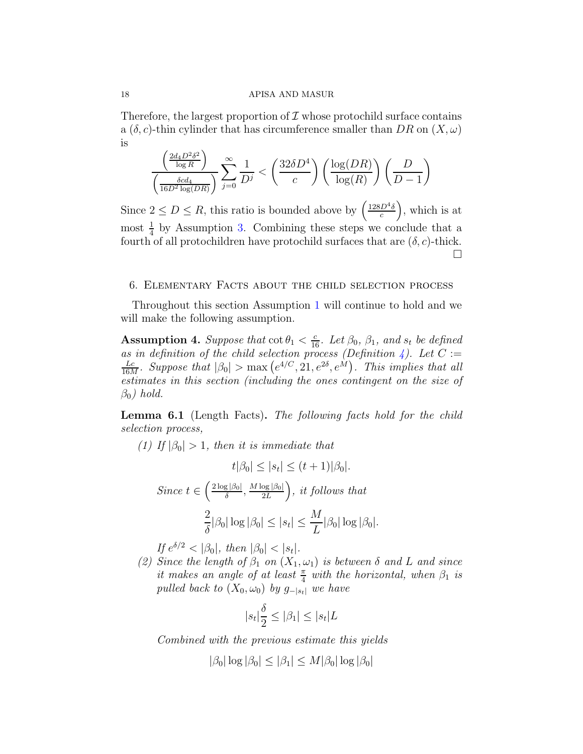Therefore, the largest proportion of $\mathcal{I}$ whose protochild surface contains a $(\delta, c)$-thin cylinder that has circumference smaller than $DR$ on $(X, \omega)$ is

$$\frac{\left(\frac{2d_4 D^2 \delta^2}{\log R}\right)}{\left(\frac{\delta c d_4}{16 D^2 \log(DR)}\right)} \sum_{j=0}^{\infty} \frac{1}{D^j} < \left(\frac{32\delta D^4}{c}\right)\left(\frac{\log(DR)}{\log(R)}\right)\left(\frac{D}{D-1}\right)$$

Since $2 \leq D \leq R$, this ratio is bounded above by $\left(\frac{128 D^4 \delta}{c}\right)$, which is at most $\frac{1}{4}$ by Assumption 3. Combining these steps we conclude that a fourth of all protochildren have protochild surfaces that are $(\delta, c)$-thick. $\square$

## 6. Elementary Facts about the child selection process

Throughout this section Assumption 1 will continue to hold and we will make the following assumption.

**Assumption 4.** *Suppose that $\cot \theta_1 < \frac{c}{16}$. Let $\beta_0$, $\beta_1$, and $s_t$ be defined as in definition of the child selection process (Definition 4). Let $C := \frac{Lc}{16M}$. Suppose that $|\beta_0| > \max\left(e^{4/C}, 21, e^{2\delta}, e^{M}\right)$. This implies that all estimates in this section (including the ones contingent on the size of $\beta_0$) hold.*

**Lemma 6.1** (Length Facts)**.** *The following facts hold for the child selection process,*

1. *If $|\beta_0| > 1$, then it is immediate that*

   $$t|\beta_0| \leq |s_t| \leq (t+1)|\beta_0|.$$

   *Since $t \in \left(\frac{2\log|\beta_0|}{\delta}, \frac{M \log|\beta_0|}{2L}\right)$, it follows that*

   $$\frac{2}{\delta}|\beta_0| \log|\beta_0| \leq |s_t| \leq \frac{M}{L}|\beta_0| \log|\beta_0|.$$

   *If $e^{\delta/2} < |\beta_0|$, then $|\beta_0| < |s_t|$.*

2. *Since the length of $\beta_1$ on $(X_1, \omega_1)$ is between $\delta$ and $L$ and since it makes an angle of at least $\frac{\pi}{4}$ with the horizontal, when $\beta_1$ is pulled back to $(X_0, \omega_0)$ by $g_{-|s_t|}$ we have*

   $$|s_t|\frac{\delta}{2} \leq |\beta_1| \leq |s_t| L$$

   *Combined with the previous estimate this yields*

   $$|\beta_0| \log|\beta_0| \leq |\beta_1| \leq M|\beta_0| \log|\beta_0|$$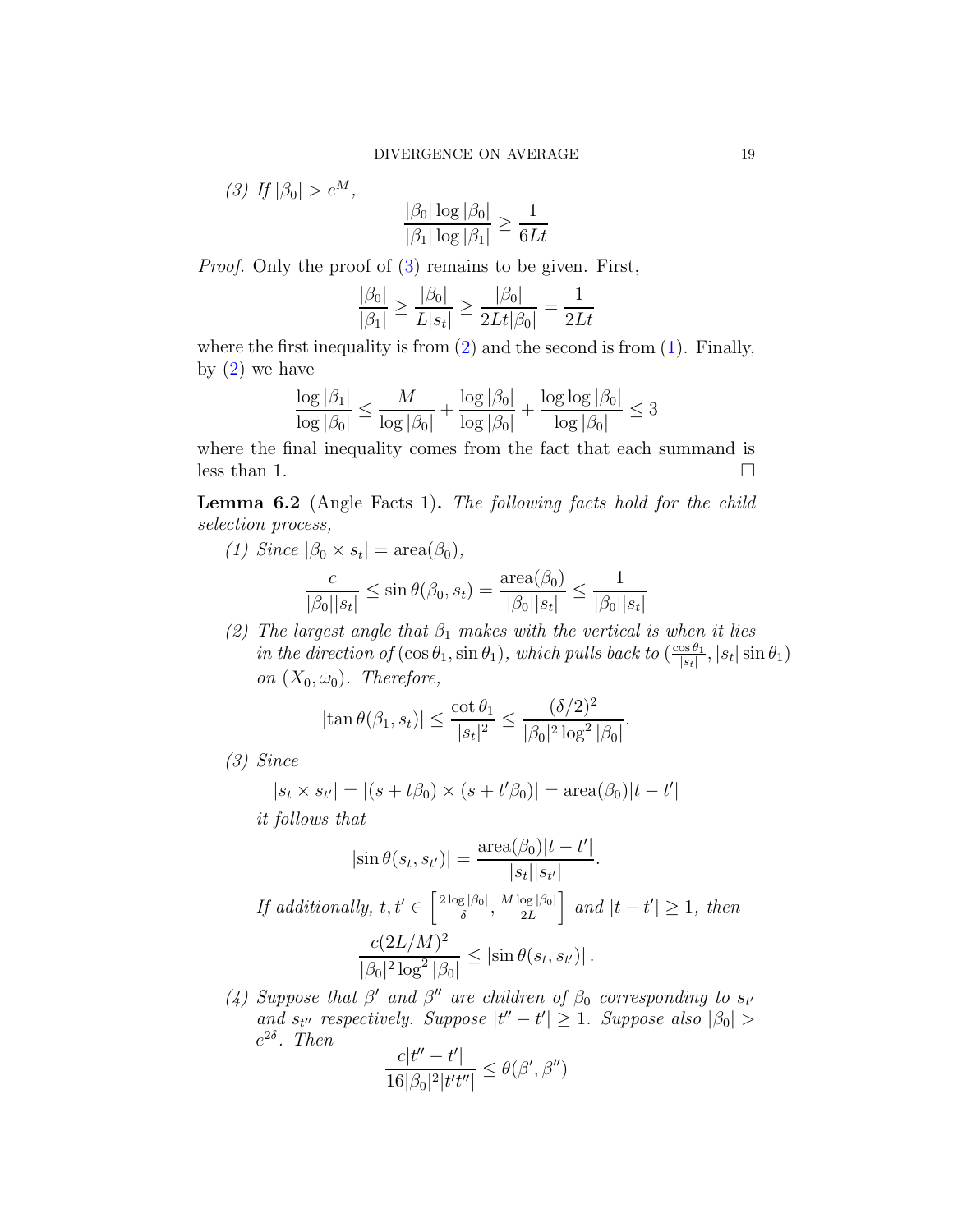*(3) If $|\beta_0| > e^M$,*

$$\frac{|\beta_0| \log |\beta_0|}{|\beta_1| \log |\beta_1|} \geq \frac{1}{6Lt}$$

*Proof.* Only the proof of (3) remains to be given. First,

$$\frac{|\beta_0|}{|\beta_1|} \geq \frac{|\beta_0|}{L|s_t|} \geq \frac{|\beta_0|}{2Lt|\beta_0|} = \frac{1}{2Lt}$$

where the first inequality is from (2) and the second is from (1). Finally, by (2) we have

$$\frac{\log |\beta_1|}{\log |\beta_0|} \leq \frac{M}{\log |\beta_0|} + \frac{\log |\beta_0|}{\log |\beta_0|} + \frac{\log \log |\beta_0|}{\log |\beta_0|} \leq 3$$

where the final inequality comes from the fact that each summand is less than 1. $\square$

**Lemma 6.2** (Angle Facts 1)**.** *The following facts hold for the child selection process,*

*(1) Since $|\beta_0 \times s_t| = \operatorname{area}(\beta_0)$,*

$$\frac{c}{|\beta_0||s_t|} \leq \sin \theta(\beta_0, s_t) = \frac{\operatorname{area}(\beta_0)}{|\beta_0||s_t|} \leq \frac{1}{|\beta_0||s_t|}$$

*(2) The largest angle that $\beta_1$ makes with the vertical is when it lies in the direction of $(\cos\theta_1, \sin\theta_1)$, which pulls back to $(\frac{\cos\theta_1}{|s_t|}, |s_t| \sin\theta_1)$ on $(X_0, \omega_0)$. Therefore,*

$$|\tan \theta(\beta_1, s_t)| \leq \frac{\cot \theta_1}{|s_t|^2} \leq \frac{(\delta/2)^2}{|\beta_0|^2 \log^2 |\beta_0|}.$$

*(3) Since*

$$|s_t \times s_{t'}| = |(s + t\beta_0) \times (s + t'\beta_0)| = \operatorname{area}(\beta_0)|t - t'|$$

*it follows that*

$$|\sin \theta(s_t, s_{t'})| = \frac{\operatorname{area}(\beta_0)|t - t'|}{|s_t||s_{t'}|}.$$

*If additionally, $t, t' \in \left[\frac{2\log|\beta_0|}{\delta}, \frac{M \log|\beta_0|}{2L}\right]$ and $|t - t'| \geq 1$, then*

$$\frac{c(2L/M)^2}{|\beta_0|^2 \log^2 |\beta_0|} \leq |\sin \theta(s_t, s_{t'})|.$$

*(4) Suppose that $\beta'$ and $\beta''$ are children of $\beta_0$ corresponding to $s_{t'}$ and $s_{t''}$ respectively. Suppose $|t'' - t'| \geq 1$. Suppose also $|\beta_0| > e^{2\delta}$. Then*

$$\frac{c|t'' - t'|}{16|\beta_0|^2|t't''|} \leq \theta(\beta', \beta'')$$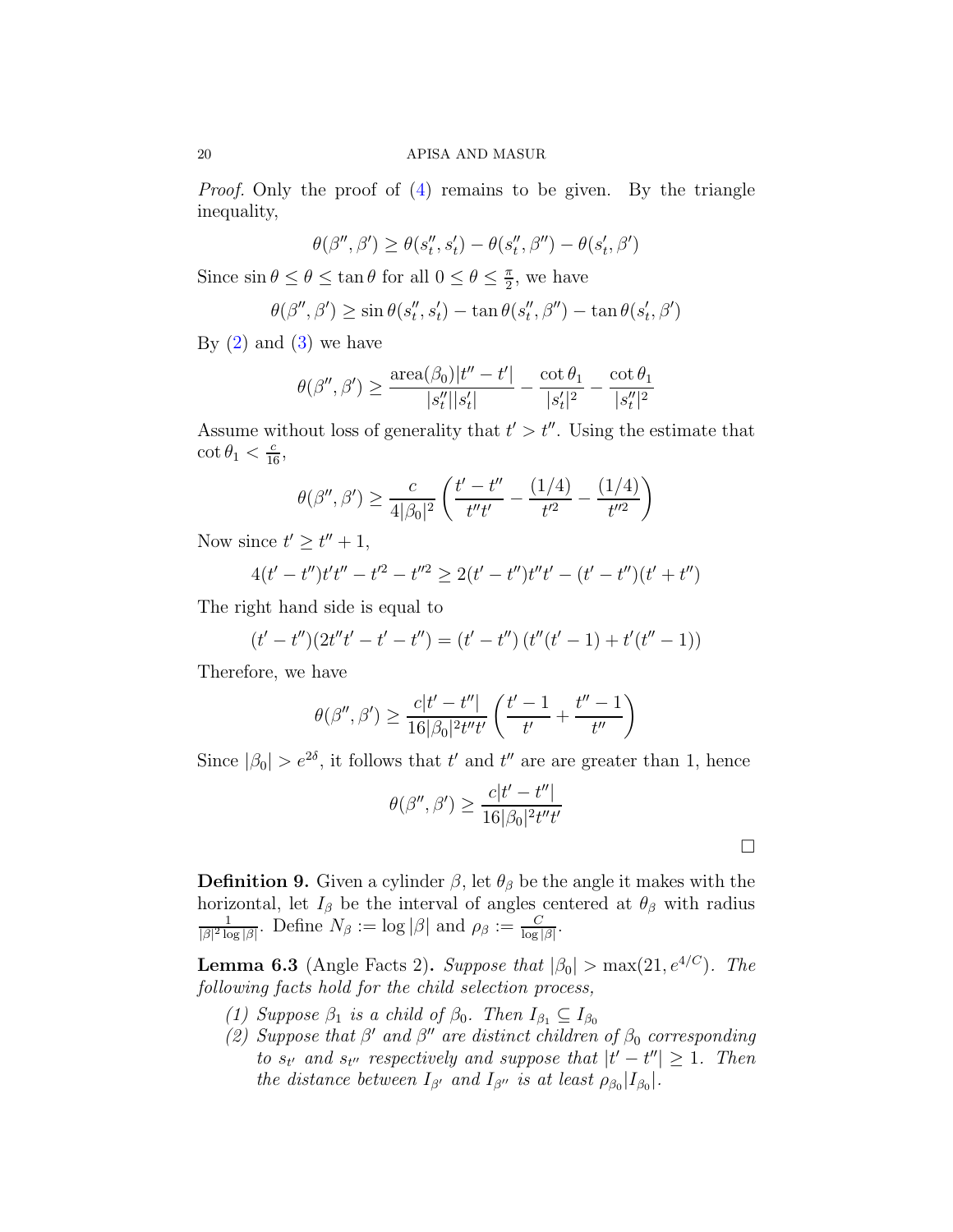*Proof.* Only the proof of (4) remains to be given. By the triangle inequality,

$$\theta(\beta'', \beta') \geq \theta(s''_t, s'_t) - \theta(s''_t, \beta'') - \theta(s'_t, \beta')$$

Since $\sin\theta \leq \theta \leq \tan\theta$ for all $0 \leq \theta \leq \frac{\pi}{2}$, we have

$$\theta(\beta'', \beta') \geq \sin\theta(s''_t, s'_t) - \tan\theta(s''_t, \beta'') - \tan\theta(s'_t, \beta')$$

By (2) and (3) we have

$$\theta(\beta'', \beta') \geq \frac{\text{area}(\beta_0)|t'' - t'|}{|s''_t||s'_t|} - \frac{\cot\theta_1}{|s'_t|^2} - \frac{\cot\theta_1}{|s''_t|^2}$$

Assume without loss of generality that $t' > t''$. Using the estimate that $\cot\theta_1 < \frac{c}{16}$,

$$\theta(\beta'', \beta') \geq \frac{c}{4|\beta_0|^2}\left(\frac{t' - t''}{t''t'} - \frac{(1/4)}{t'^2} - \frac{(1/4)}{t''^2}\right)$$

Now since $t' \geq t'' + 1$,

$$4(t' - t'')t't'' - t'^2 - t''^2 \geq 2(t' - t'')t''t' - (t' - t'')(t' + t'')$$

The right hand side is equal to

$$(t' - t'')(2t''t' - t' - t'') = (t' - t'')\left(t''(t' - 1) + t'(t'' - 1)\right)$$

Therefore, we have

$$\theta(\beta'', \beta') \geq \frac{c|t' - t''|}{16|\beta_0|^2 t''t'}\left(\frac{t' - 1}{t'} + \frac{t'' - 1}{t''}\right)$$

Since $|\beta_0| > e^{2\delta}$, it follows that $t'$ and $t''$ are are greater than 1, hence

$$\theta(\beta'', \beta') \geq \frac{c|t' - t''|}{16|\beta_0|^2 t''t'}$$

□

**Definition 9.** Given a cylinder $\beta$, let $\theta_\beta$ be the angle it makes with the horizontal, let $I_\beta$ be the interval of angles centered at $\theta_\beta$ with radius $\frac{1}{|\beta|^2 \log|\beta|}$. Define $N_\beta := \log|\beta|$ and $\rho_\beta := \frac{C}{\log|\beta|}$.

**Lemma 6.3** (Angle Facts 2). *Suppose that $|\beta_0| > \max(21, e^{4/C})$. The following facts hold for the child selection process,*

1. *Suppose $\beta_1$ is a child of $\beta_0$. Then $I_{\beta_1} \subseteq I_{\beta_0}$*
2. *Suppose that $\beta'$ and $\beta''$ are distinct children of $\beta_0$ corresponding to $s_{t'}$ and $s_{t''}$ respectively and suppose that $|t' - t''| \geq 1$. Then the distance between $I_{\beta'}$ and $I_{\beta''}$ is at least $\rho_{\beta_0}|I_{\beta_0}|$.*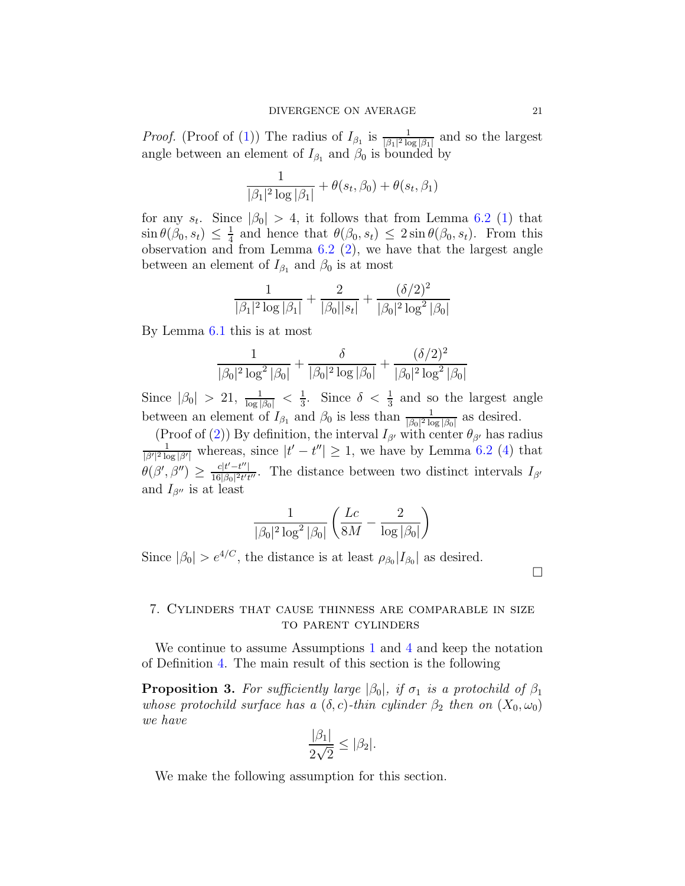*Proof.* (Proof of (1)) The radius of $I_{\beta_1}$ is $\frac{1}{|\beta_1|^2 \log|\beta_1|}$ and so the largest angle between an element of $I_{\beta_1}$ and $\beta_0$ is bounded by

$$\frac{1}{|\beta_1|^2 \log|\beta_1|} + \theta(s_t, \beta_0) + \theta(s_t, \beta_1)$$

for any $s_t$. Since $|\beta_0| > 4$, it follows that from Lemma 6.2 (1) that $\sin\theta(\beta_0, s_t) \leq \frac{1}{4}$ and hence that $\theta(\beta_0, s_t) \leq 2\sin\theta(\beta_0, s_t)$. From this observation and from Lemma 6.2 (2), we have that the largest angle between an element of $I_{\beta_1}$ and $\beta_0$ is at most

$$\frac{1}{|\beta_1|^2 \log|\beta_1|} + \frac{2}{|\beta_0||s_t|} + \frac{(\delta/2)^2}{|\beta_0|^2 \log^2|\beta_0|}$$

By Lemma 6.1 this is at most

$$\frac{1}{|\beta_0|^2 \log^2|\beta_0|} + \frac{\delta}{|\beta_0|^2 \log|\beta_0|} + \frac{(\delta/2)^2}{|\beta_0|^2 \log^2|\beta_0|}$$

Since $|\beta_0| > 21$, $\frac{1}{\log|\beta_0|} < \frac{1}{3}$. Since $\delta < \frac{1}{3}$ and so the largest angle between an element of $I_{\beta_1}$ and $\beta_0$ is less than $\frac{1}{|\beta_0|^2 \log|\beta_0|}$ as desired.

(Proof of (2)) By definition, the interval $I_{\beta'}$ with center $\theta_{\beta'}$ has radius $\frac{1}{|\beta'|^2 \log|\beta'|}$ whereas, since $|t' - t''| \geq 1$, we have by Lemma 6.2 (4) that $\theta(\beta', \beta'') \geq \frac{c|t'-t''|}{16|\beta_0|^2 t' t''}$. The distance between two distinct intervals $I_{\beta'}$ and $I_{\beta''}$ is at least

$$\frac{1}{|\beta_0|^2 \log^2|\beta_0|}\left(\frac{Lc}{8M} - \frac{2}{\log|\beta_0|}\right)$$

Since $|\beta_0| > e^{4/C}$, the distance is at least $\rho_{\beta_0}|I_{\beta_0}|$ as desired. □

## 7. Cylinders that cause thinness are comparable in size to parent cylinders

We continue to assume Assumptions 1 and 4 and keep the notation of Definition 4. The main result of this section is the following

**Proposition 3.** *For sufficiently large $|\beta_0|$, if $\sigma_1$ is a protochild of $\beta_1$ whose protochild surface has a $(\delta, c)$-thin cylinder $\beta_2$ then on $(X_0, \omega_0)$ we have*

$$\frac{|\beta_1|}{2\sqrt{2}} \leq |\beta_2|.$$

We make the following assumption for this section.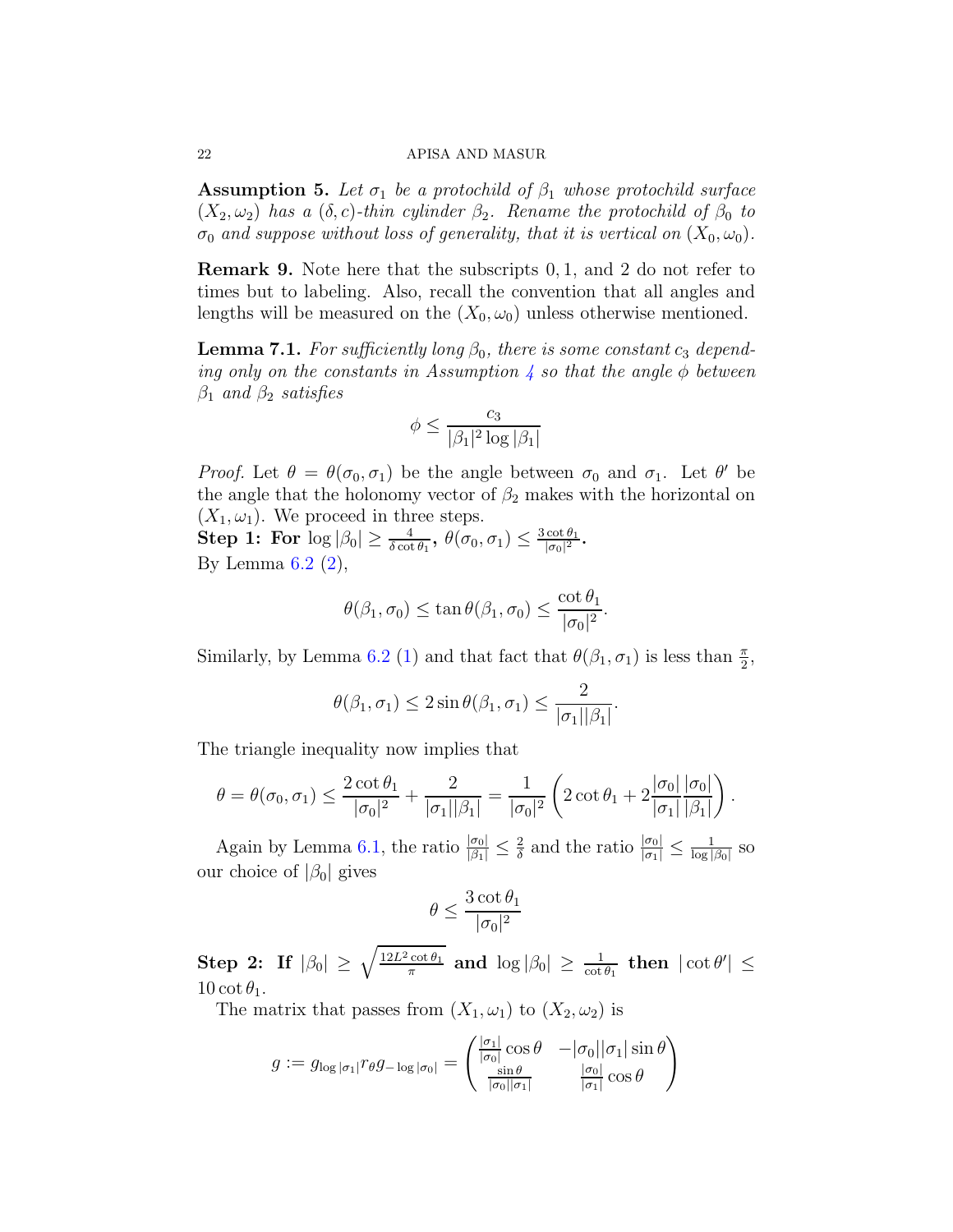**Assumption 5.** *Let $\sigma_1$ be a protochild of $\beta_1$ whose protochild surface $(X_2, \omega_2)$ has a $(\delta, c)$-thin cylinder $\beta_2$. Rename the protochild of $\beta_0$ to $\sigma_0$ and suppose without loss of generality, that it is vertical on $(X_0, \omega_0)$.*

**Remark 9.** Note here that the subscripts 0, 1, and 2 do not refer to times but to labeling. Also, recall the convention that all angles and lengths will be measured on the $(X_0, \omega_0)$ unless otherwise mentioned.

**Lemma 7.1.** *For sufficiently long $\beta_0$, there is some constant $c_3$ depending only on the constants in Assumption 4 so that the angle $\phi$ between $\beta_1$ and $\beta_2$ satisfies*

$$\phi \leq \frac{c_3}{|\beta_1|^2 \log |\beta_1|}$$

*Proof.* Let $\theta = \theta(\sigma_0, \sigma_1)$ be the angle between $\sigma_0$ and $\sigma_1$. Let $\theta'$ be the angle that the holonomy vector of $\beta_2$ makes with the horizontal on $(X_1, \omega_1)$. We proceed in three steps.

**Step 1: For $\log |\beta_0| \geq \frac{4}{\delta \cot \theta_1}$, $\theta(\sigma_0, \sigma_1) \leq \frac{3 \cot \theta_1}{|\sigma_0|^2}$.**

By Lemma 6.2 (2),

$$\theta(\beta_1, \sigma_0) \leq \tan \theta(\beta_1, \sigma_0) \leq \frac{\cot \theta_1}{|\sigma_0|^2}.$$

Similarly, by Lemma 6.2 (1) and that fact that $\theta(\beta_1, \sigma_1)$ is less than $\frac{\pi}{2}$,

$$\theta(\beta_1, \sigma_1) \leq 2 \sin \theta(\beta_1, \sigma_1) \leq \frac{2}{|\sigma_1||\beta_1|}.$$

The triangle inequality now implies that

$$\theta = \theta(\sigma_0, \sigma_1) \leq \frac{2 \cot \theta_1}{|\sigma_0|^2} + \frac{2}{|\sigma_1||\beta_1|} = \frac{1}{|\sigma_0|^2} \left( 2 \cot \theta_1 + 2 \frac{|\sigma_0|}{|\sigma_1|} \frac{|\sigma_0|}{|\beta_1|} \right).$$

Again by Lemma 6.1, the ratio $\frac{|\sigma_0|}{|\beta_1|} \leq \frac{2}{\delta}$ and the ratio $\frac{|\sigma_0|}{|\sigma_1|} \leq \frac{1}{\log |\beta_0|}$ so our choice of $|\beta_0|$ gives

$$\theta \leq \frac{3 \cot \theta_1}{|\sigma_0|^2}$$

**Step 2: If $|\beta_0| \geq \sqrt{\frac{12 L^2 \cot \theta_1}{\pi}}$ and $\log |\beta_0| \geq \frac{1}{\cot \theta_1}$ then $|\cot \theta'| \leq 10 \cot \theta_1$.**

The matrix that passes from $(X_1, \omega_1)$ to $(X_2, \omega_2)$ is

$$g := g_{\log |\sigma_1|} r_\theta g_{-\log |\sigma_0|} = \begin{pmatrix} \frac{|\sigma_1|}{|\sigma_0|} \cos \theta & -|\sigma_0||\sigma_1| \sin \theta \\ \frac{\sin \theta}{|\sigma_0||\sigma_1|} & \frac{|\sigma_0|}{|\sigma_1|} \cos \theta \end{pmatrix}$$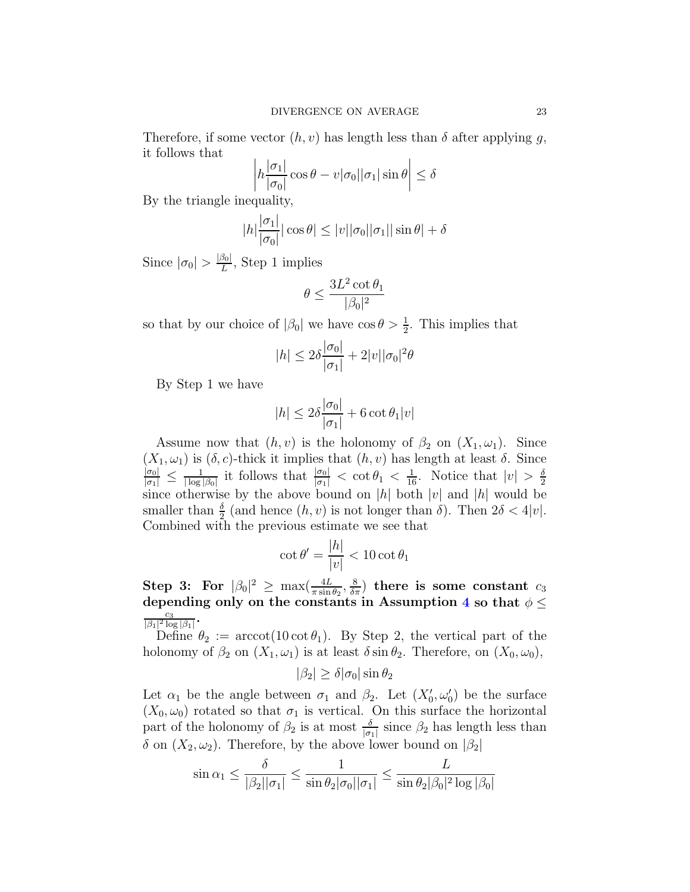Therefore, if some vector $(h, v)$ has length less than $\delta$ after applying $g$, it follows that

$$\left| h\frac{|\sigma_1|}{|\sigma_0|}\cos\theta - v|\sigma_0||\sigma_1|\sin\theta \right| \leq \delta$$

By the triangle inequality,

$$|h|\frac{|\sigma_1|}{|\sigma_0|}|\cos\theta| \leq |v||\sigma_0||\sigma_1||\sin\theta| + \delta$$

Since $|\sigma_0| > \frac{|\beta_0|}{L}$, Step 1 implies

$$\theta \leq \frac{3L^2 \cot\theta_1}{|\beta_0|^2}$$

so that by our choice of $|\beta_0|$ we have $\cos\theta > \frac{1}{2}$. This implies that

$$|h| \leq 2\delta\frac{|\sigma_0|}{|\sigma_1|} + 2|v||\sigma_0|^2\theta$$

By Step 1 we have

$$|h| \leq 2\delta\frac{|\sigma_0|}{|\sigma_1|} + 6\cot\theta_1|v|$$

Assume now that $(h, v)$ is the holonomy of $\beta_2$ on $(X_1, \omega_1)$. Since $(X_1, \omega_1)$ is $(\delta, c)$-thick it implies that $(h, v)$ has length at least $\delta$. Since $\frac{|\sigma_0|}{|\sigma_1|} \leq \frac{1}{|\log|\beta_0||}$ it follows that $\frac{|\sigma_0|}{|\sigma_1|} < \cot\theta_1 < \frac{1}{16}$. Notice that $|v| > \frac{\delta}{2}$ since otherwise by the above bound on $|h|$ both $|v|$ and $|h|$ would be smaller than $\frac{\delta}{2}$ (and hence $(h, v)$ is not longer than $\delta$). Then $2\delta < 4|v|$. Combined with the previous estimate we see that

$$\cot\theta' = \frac{|h|}{|v|} < 10\cot\theta_1$$

**Step 3: For $|\beta_0|^2 \geq \max(\frac{4L}{\pi\sin\theta_2}, \frac{8}{\delta\pi})$ there is some constant $c_3$ depending only on the constants in Assumption 4 so that $\phi \leq \frac{c_3}{|\beta_1|^2\log|\beta_1|}$.**

Define $\theta_2 := \operatorname{arccot}(10\cot\theta_1)$. By Step 2, the vertical part of the holonomy of $\beta_2$ on $(X_1, \omega_1)$ is at least $\delta\sin\theta_2$. Therefore, on $(X_0, \omega_0)$,

$$|\beta_2| \geq \delta|\sigma_0|\sin\theta_2$$

Let $\alpha_1$ be the angle between $\sigma_1$ and $\beta_2$. Let $(X_0', \omega_0')$ be the surface $(X_0, \omega_0)$ rotated so that $\sigma_1$ is vertical. On this surface the horizontal part of the holonomy of $\beta_2$ is at most $\frac{\delta}{|\sigma_1|}$ since $\beta_2$ has length less than $\delta$ on $(X_2, \omega_2)$. Therefore, by the above lower bound on $|\beta_2|$

$$\sin\alpha_1 \leq \frac{\delta}{|\beta_2||\sigma_1|} \leq \frac{1}{\sin\theta_2|\sigma_0||\sigma_1|} \leq \frac{L}{\sin\theta_2|\beta_0|^2\log|\beta_0|}$$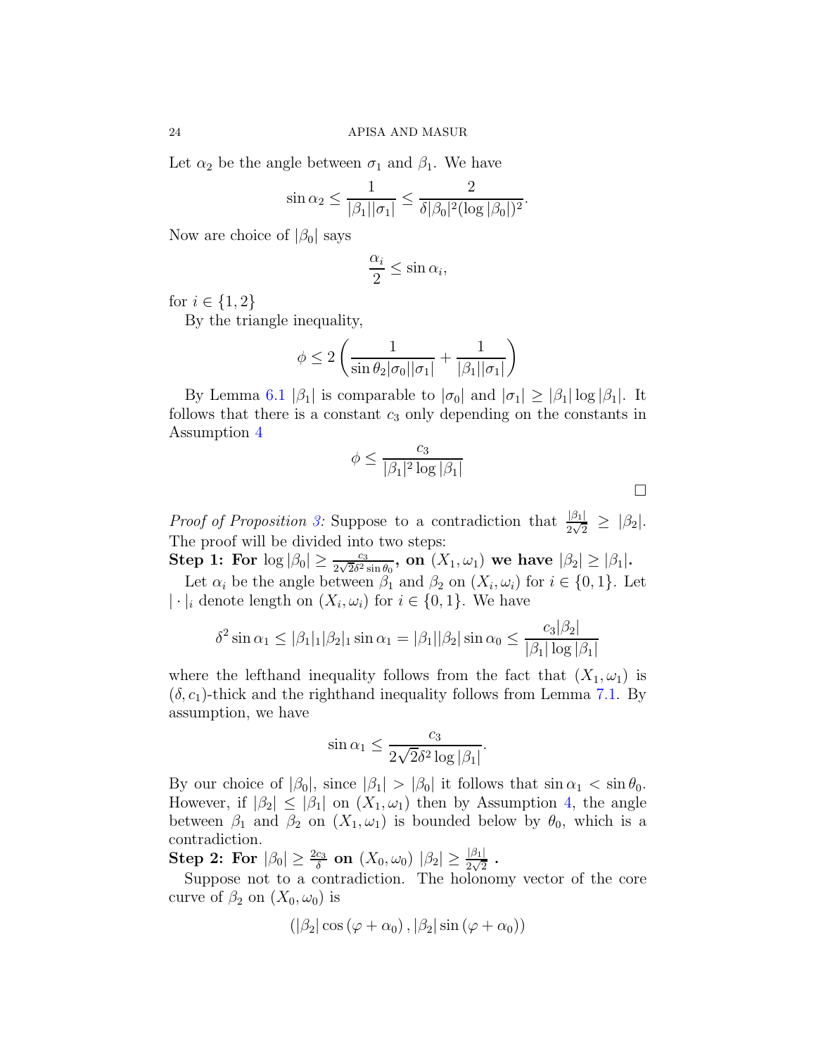Let $\alpha_2$ be the angle between $\sigma_1$ and $\beta_1$. We have

$$\sin \alpha_2 \leq \frac{1}{|\beta_1||\sigma_1|} \leq \frac{2}{\delta |\beta_0|^2 (\log |\beta_0|)^2}.$$

Now are choice of $|\beta_0|$ says

$$\frac{\alpha_i}{2} \leq \sin \alpha_i,$$

for $i \in \{1, 2\}$

By the triangle inequality,

$$\phi \leq 2 \left( \frac{1}{\sin \theta_2 |\sigma_0||\sigma_1|} + \frac{1}{|\beta_1||\sigma_1|} \right)$$

By Lemma 6.1 $|\beta_1|$ is comparable to $|\sigma_0|$ and $|\sigma_1| \geq |\beta_1| \log |\beta_1|$. It follows that there is a constant $c_3$ only depending on the constants in Assumption 4

$$\phi \leq \frac{c_3}{|\beta_1|^2 \log |\beta_1|}$$

$\square$

*Proof of Proposition 3:* Suppose to a contradiction that $\frac{|\beta_1|}{2\sqrt{2}} \geq |\beta_2|$. The proof will be divided into two steps:

**Step 1: For $\log |\beta_0| \geq \frac{c_3}{2\sqrt{2}\delta^2 \sin \theta_0}$, on $(X_1, \omega_1)$ we have $|\beta_2| \geq |\beta_1|$.**

Let $\alpha_i$ be the angle between $\beta_1$ and $\beta_2$ on $(X_i, \omega_i)$ for $i \in \{0, 1\}$. Let $| \cdot |_i$ denote length on $(X_i, \omega_i)$ for $i \in \{0, 1\}$. We have

$$\delta^2 \sin \alpha_1 \leq |\beta_1|_1 |\beta_2|_1 \sin \alpha_1 = |\beta_1||\beta_2| \sin \alpha_0 \leq \frac{c_3 |\beta_2|}{|\beta_1| \log |\beta_1|}$$

where the lefthand inequality follows from the fact that $(X_1, \omega_1)$ is $(\delta, c_1)$-thick and the righthand inequality follows from Lemma 7.1. By assumption, we have

$$\sin \alpha_1 \leq \frac{c_3}{2\sqrt{2}\delta^2 \log |\beta_1|}.$$

By our choice of $|\beta_0|$, since $|\beta_1| > |\beta_0|$ it follows that $\sin \alpha_1 < \sin \theta_0$. However, if $|\beta_2| \leq |\beta_1|$ on $(X_1, \omega_1)$ then by Assumption 4, the angle between $\beta_1$ and $\beta_2$ on $(X_1, \omega_1)$ is bounded below by $\theta_0$, which is a contradiction.

**Step 2: For $|\beta_0| \geq \frac{2c_3}{\delta}$ on $(X_0, \omega_0)$ $|\beta_2| \geq \frac{|\beta_1|}{2\sqrt{2}}$ .**

Suppose not to a contradiction. The holonomy vector of the core curve of $\beta_2$ on $(X_0, \omega_0)$ is

$$\left( |\beta_2| \cos (\varphi + \alpha_0), |\beta_2| \sin (\varphi + \alpha_0) \right)$$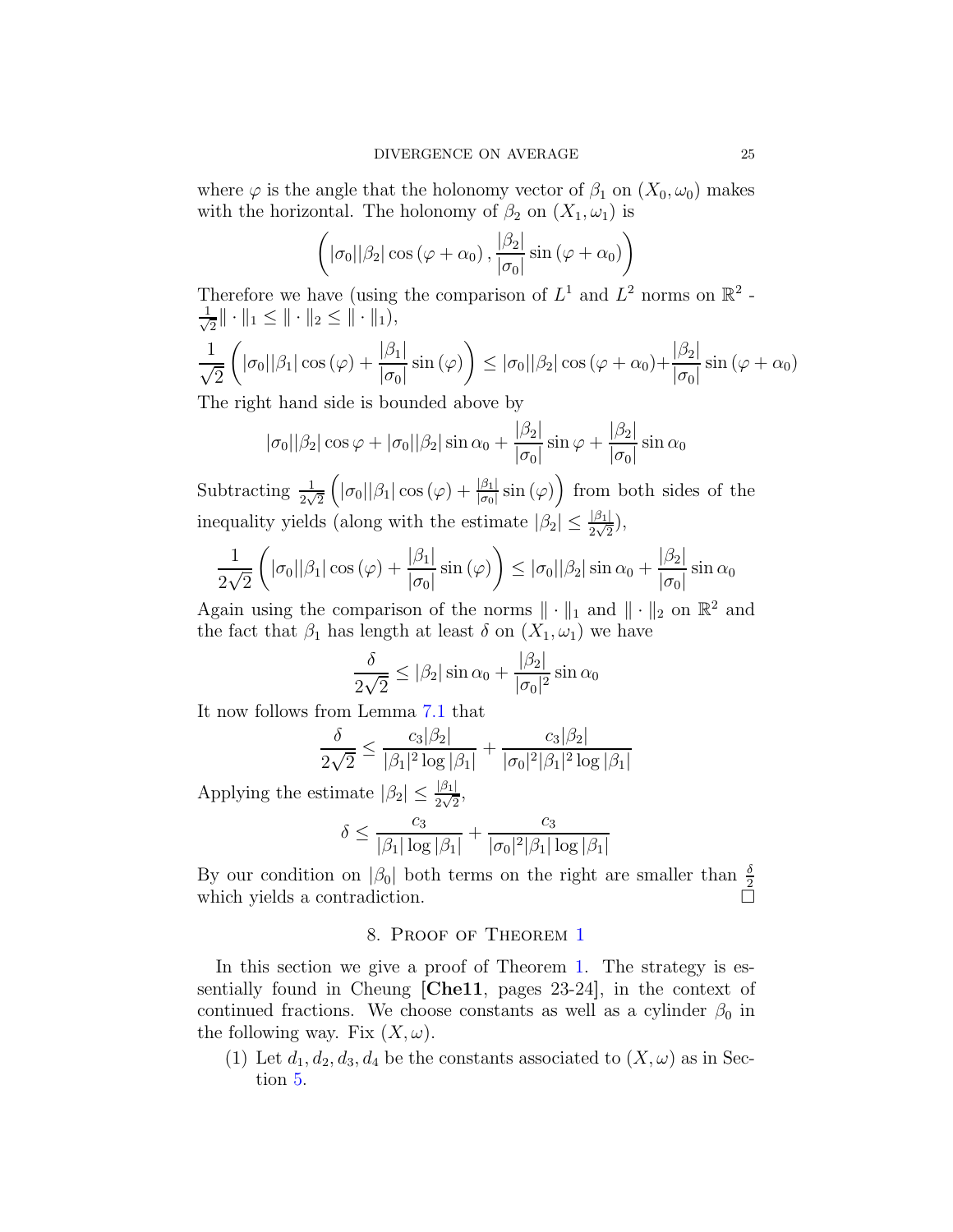where $\varphi$ is the angle that the holonomy vector of $\beta_1$ on $(X_0, \omega_0)$ makes with the horizontal. The holonomy of $\beta_2$ on $(X_1, \omega_1)$ is

$$\left( |\sigma_0||\beta_2| \cos(\varphi + \alpha_0), \frac{|\beta_2|}{|\sigma_0|} \sin(\varphi + \alpha_0) \right)$$

Therefore we have (using the comparison of $L^1$ and $L^2$ norms on $\mathbb{R}^2$ - $\frac{1}{\sqrt{2}}\| \cdot \|_1 \leq \| \cdot \|_2 \leq \| \cdot \|_1$),

$$\frac{1}{\sqrt{2}} \left( |\sigma_0||\beta_1| \cos(\varphi) + \frac{|\beta_1|}{|\sigma_0|} \sin(\varphi) \right) \leq |\sigma_0||\beta_2| \cos(\varphi + \alpha_0) + \frac{|\beta_2|}{|\sigma_0|} \sin(\varphi + \alpha_0)$$

The right hand side is bounded above by

$$|\sigma_0||\beta_2| \cos\varphi + |\sigma_0||\beta_2| \sin\alpha_0 + \frac{|\beta_2|}{|\sigma_0|} \sin\varphi + \frac{|\beta_2|}{|\sigma_0|} \sin\alpha_0$$

Subtracting $\frac{1}{2\sqrt{2}} \left( |\sigma_0||\beta_1| \cos(\varphi) + \frac{|\beta_1|}{|\sigma_0|} \sin(\varphi) \right)$ from both sides of the inequality yields (along with the estimate $|\beta_2| \leq \frac{|\beta_1|}{2\sqrt{2}}$),

$$\frac{1}{2\sqrt{2}} \left( |\sigma_0||\beta_1| \cos(\varphi) + \frac{|\beta_1|}{|\sigma_0|} \sin(\varphi) \right) \leq |\sigma_0||\beta_2| \sin\alpha_0 + \frac{|\beta_2|}{|\sigma_0|} \sin\alpha_0$$

Again using the comparison of the norms $\| \cdot \|_1$ and $\| \cdot \|_2$ on $\mathbb{R}^2$ and the fact that $\beta_1$ has length at least $\delta$ on $(X_1, \omega_1)$ we have

$$\frac{\delta}{2\sqrt{2}} \leq |\beta_2| \sin\alpha_0 + \frac{|\beta_2|}{|\sigma_0|^2} \sin\alpha_0$$

It now follows from Lemma 7.1 that

$$\frac{\delta}{2\sqrt{2}} \leq \frac{c_3 |\beta_2|}{|\beta_1|^2 \log|\beta_1|} + \frac{c_3 |\beta_2|}{|\sigma_0|^2 |\beta_1|^2 \log|\beta_1|}$$

Applying the estimate $|\beta_2| \leq \frac{|\beta_1|}{2\sqrt{2}}$,

$$\delta \leq \frac{c_3}{|\beta_1| \log|\beta_1|} + \frac{c_3}{|\sigma_0|^2 |\beta_1| \log|\beta_1|}$$

By our condition on $|\beta_0|$ both terms on the right are smaller than $\frac{\delta}{2}$ which yields a contradiction. □

## 8. Proof of Theorem 1

In this section we give a proof of Theorem 1. The strategy is essentially found in Cheung **[Che11**, pages 23-24], in the context of continued fractions. We choose constants as well as a cylinder $\beta_0$ in the following way. Fix $(X, \omega)$.

(1) Let $d_1, d_2, d_3, d_4$ be the constants associated to $(X, \omega)$ as in Section 5.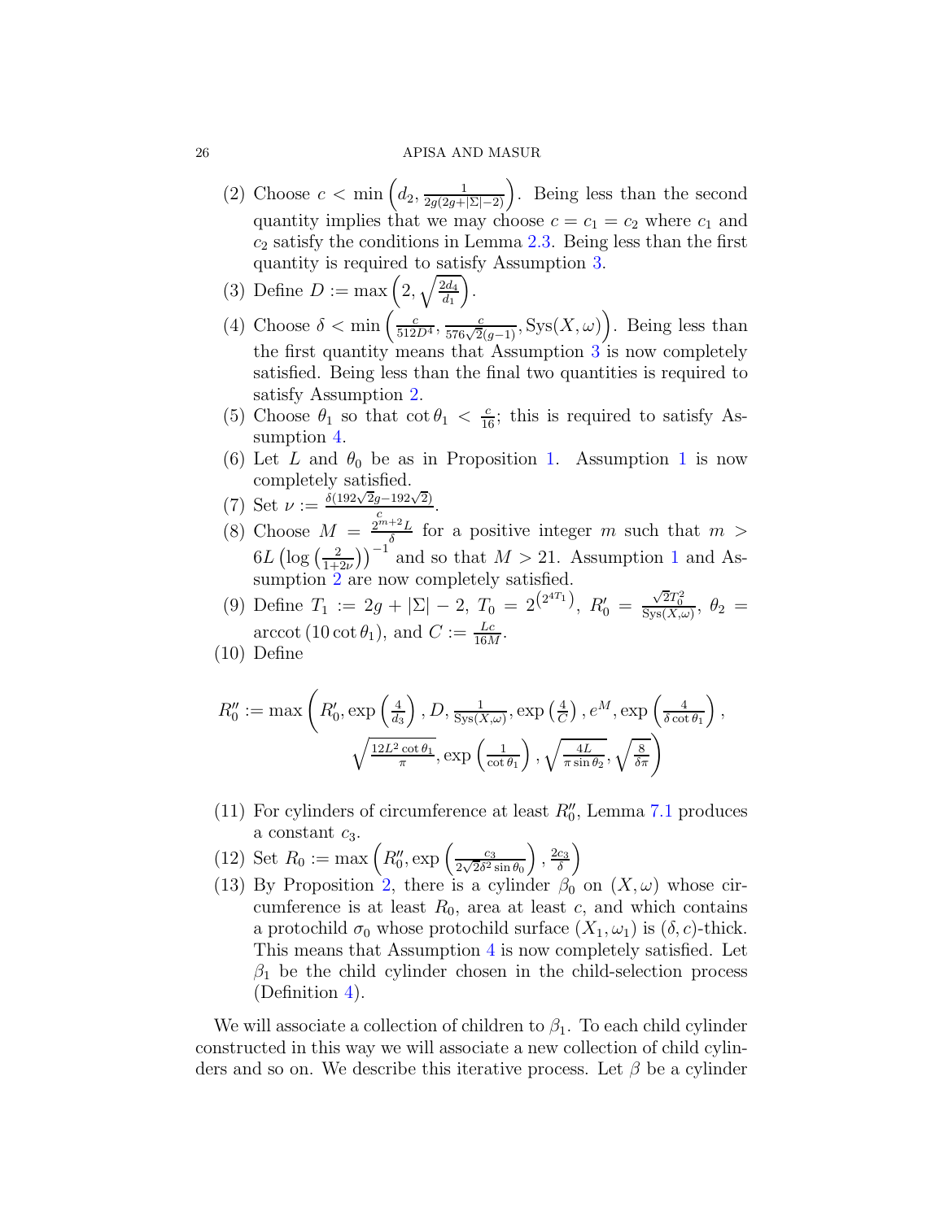(2) Choose $c < \min\left(d_2, \frac{1}{2g(2g+|\Sigma|-2)}\right)$. Being less than the second quantity implies that we may choose $c = c_1 = c_2$ where $c_1$ and $c_2$ satisfy the conditions in Lemma 2.3. Being less than the first quantity is required to satisfy Assumption 3.

(3) Define $D := \max\left(2, \sqrt{\frac{2d_4}{d_1}}\right)$.

(4) Choose $\delta < \min\left(\frac{c}{512D^4}, \frac{c}{576\sqrt{2}(g-1)}, \mathrm{Sys}(X,\omega)\right)$. Being less than the first quantity means that Assumption 3 is now completely satisfied. Being less than the final two quantities is required to satisfy Assumption 2.

(5) Choose $\theta_1$ so that $\cot\theta_1 < \frac{c}{16}$; this is required to satisfy Assumption 4.

(6) Let $L$ and $\theta_0$ be as in Proposition 1. Assumption 1 is now completely satisfied.

(7) Set $\nu := \frac{\delta(192\sqrt{2}g - 192\sqrt{2})}{c}$.

(8) Choose $M = \frac{2^{m+2}L}{\delta}$ for a positive integer $m$ such that $m > 6L\left(\log\left(\frac{2}{1+2\nu}\right)\right)^{-1}$ and so that $M > 21$. Assumption 1 and Assumption 2 are now completely satisfied.

(9) Define $T_1 := 2g + |\Sigma| - 2$, $T_0 = 2^{\left(2^{4T_1}\right)}$, $R_0' = \frac{\sqrt{2}T_0^2}{\mathrm{Sys}(X,\omega)}$, $\theta_2 = \operatorname{arccot}(10\cot\theta_1)$, and $C := \frac{Lc}{16M}$.

(10) Define

$$R_0'' := \max\left(R_0', \exp\left(\tfrac{4}{d_3}\right), D, \tfrac{1}{\mathrm{Sys}(X,\omega)}, \exp\left(\tfrac{4}{C}\right), e^M, \exp\left(\tfrac{4}{\delta\cot\theta_1}\right), \sqrt{\tfrac{12L^2\cot\theta_1}{\pi}}, \exp\left(\tfrac{1}{\cot\theta_1}\right), \sqrt{\tfrac{4L}{\pi\sin\theta_2}}, \sqrt{\tfrac{8}{\delta\pi}}\right)$$

(11) For cylinders of circumference at least $R_0''$, Lemma 7.1 produces a constant $c_3$.

(12) Set $R_0 := \max\left(R_0'', \exp\left(\frac{c_3}{2\sqrt{2}\delta^2\sin\theta_0}\right), \frac{2c_3}{\delta}\right)$

(13) By Proposition 2, there is a cylinder $\beta_0$ on $(X,\omega)$ whose circumference is at least $R_0$, area at least $c$, and which contains a protochild $\sigma_0$ whose protochild surface $(X_1,\omega_1)$ is $(\delta,c)$-thick. This means that Assumption 4 is now completely satisfied. Let $\beta_1$ be the child cylinder chosen in the child-selection process (Definition 4).

We will associate a collection of children to $\beta_1$. To each child cylinder constructed in this way we will associate a new collection of child cylinders and so on. We describe this iterative process. Let $\beta$ be a cylinder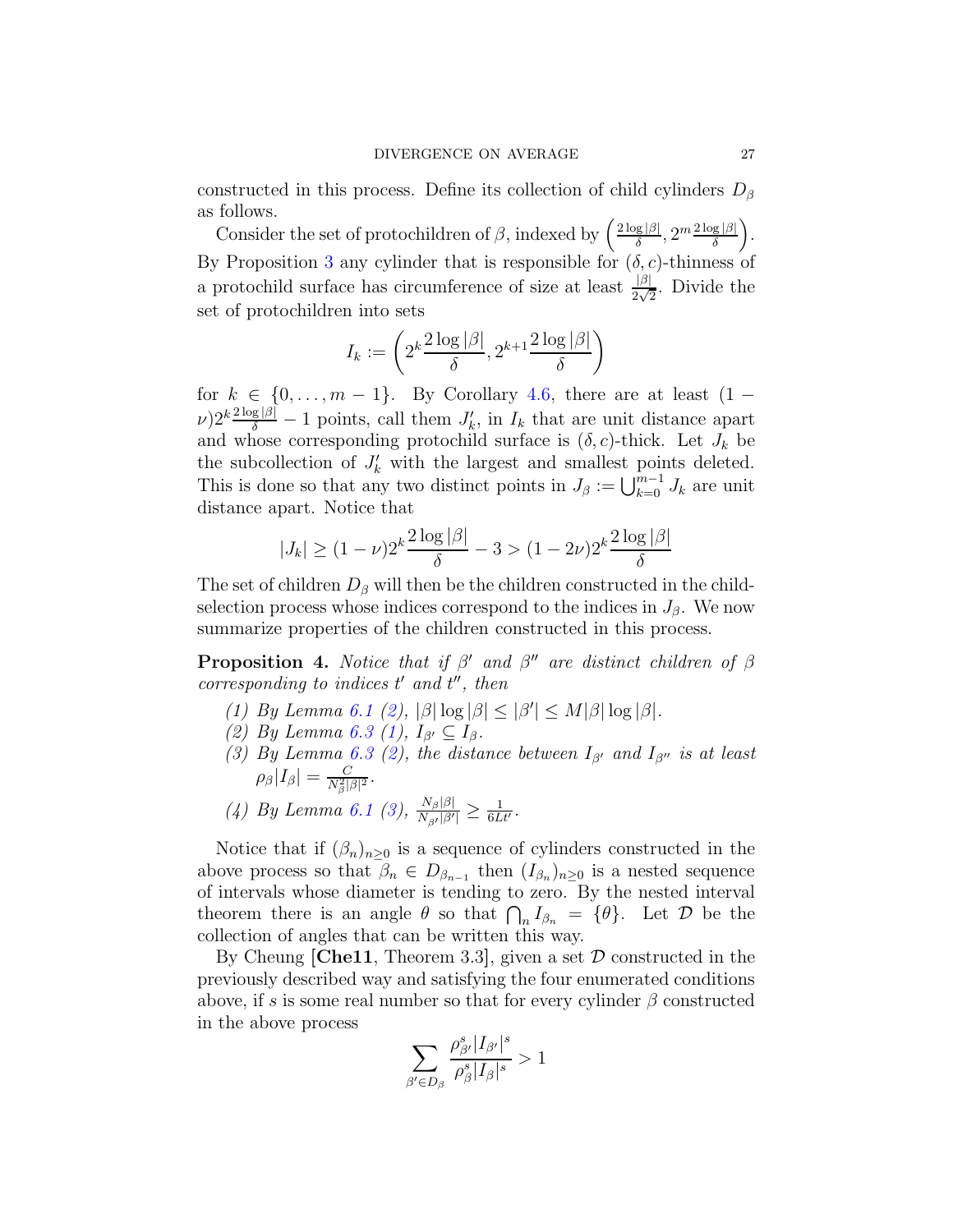constructed in this process. Define its collection of child cylinders $D_\beta$ as follows.

Consider the set of protochildren of $\beta$, indexed by $\left(\frac{2\log|\beta|}{\delta}, 2^m\frac{2\log|\beta|}{\delta}\right)$. By Proposition 3 any cylinder that is responsible for $(\delta, c)$-thinness of a protochild surface has circumference of size at least $\frac{|\beta|}{2\sqrt{2}}$. Divide the set of protochildren into sets

$$I_k := \left(2^k\frac{2\log|\beta|}{\delta}, 2^{k+1}\frac{2\log|\beta|}{\delta}\right)$$

for $k \in \{0, \ldots, m-1\}$. By Corollary 4.6, there are at least $(1-\nu)2^k\frac{2\log|\beta|}{\delta} - 1$ points, call them $J'_k$, in $I_k$ that are unit distance apart and whose corresponding protochild surface is $(\delta, c)$-thick. Let $J_k$ be the subcollection of $J'_k$ with the largest and smallest points deleted. This is done so that any two distinct points in $J_\beta := \bigcup_{k=0}^{m-1} J_k$ are unit distance apart. Notice that

$$|J_k| \geq (1-\nu)2^k\frac{2\log|\beta|}{\delta} - 3 > (1-2\nu)2^k\frac{2\log|\beta|}{\delta}$$

The set of children $D_\beta$ will then be the children constructed in the child-selection process whose indices correspond to the indices in $J_\beta$. We now summarize properties of the children constructed in this process.

**Proposition 4.** *Notice that if $\beta'$ and $\beta''$ are distinct children of $\beta$ corresponding to indices $t'$ and $t''$, then*

1. *By Lemma 6.1 (2), $|\beta|\log|\beta| \leq |\beta'| \leq M|\beta|\log|\beta|$.*
2. *By Lemma 6.3 (1), $I_{\beta'} \subseteq I_\beta$.*
3. *By Lemma 6.3 (2), the distance between $I_{\beta'}$ and $I_{\beta''}$ is at least $\rho_\beta|I_\beta| = \frac{C}{N_\beta^2|\beta|^2}$.*
4. *By Lemma 6.1 (3), $\frac{N_\beta|\beta|}{N_{\beta'}|\beta'|} \geq \frac{1}{6Lt'}$.*

Notice that if $(\beta_n)_{n\geq 0}$ is a sequence of cylinders constructed in the above process so that $\beta_n \in D_{\beta_{n-1}}$ then $(I_{\beta_n})_{n\geq 0}$ is a nested sequence of intervals whose diameter is tending to zero. By the nested interval theorem there is an angle $\theta$ so that $\bigcap_n I_{\beta_n} = \{\theta\}$. Let $\mathcal{D}$ be the collection of angles that can be written this way.

By Cheung [**Che11**, Theorem 3.3], given a set $\mathcal{D}$ constructed in the previously described way and satisfying the four enumerated conditions above, if $s$ is some real number so that for every cylinder $\beta$ constructed in the above process

$$\sum_{\beta' \in D_\beta} \frac{\rho_{\beta'}^s|I_{\beta'}|^s}{\rho_\beta^s|I_\beta|^s} > 1$$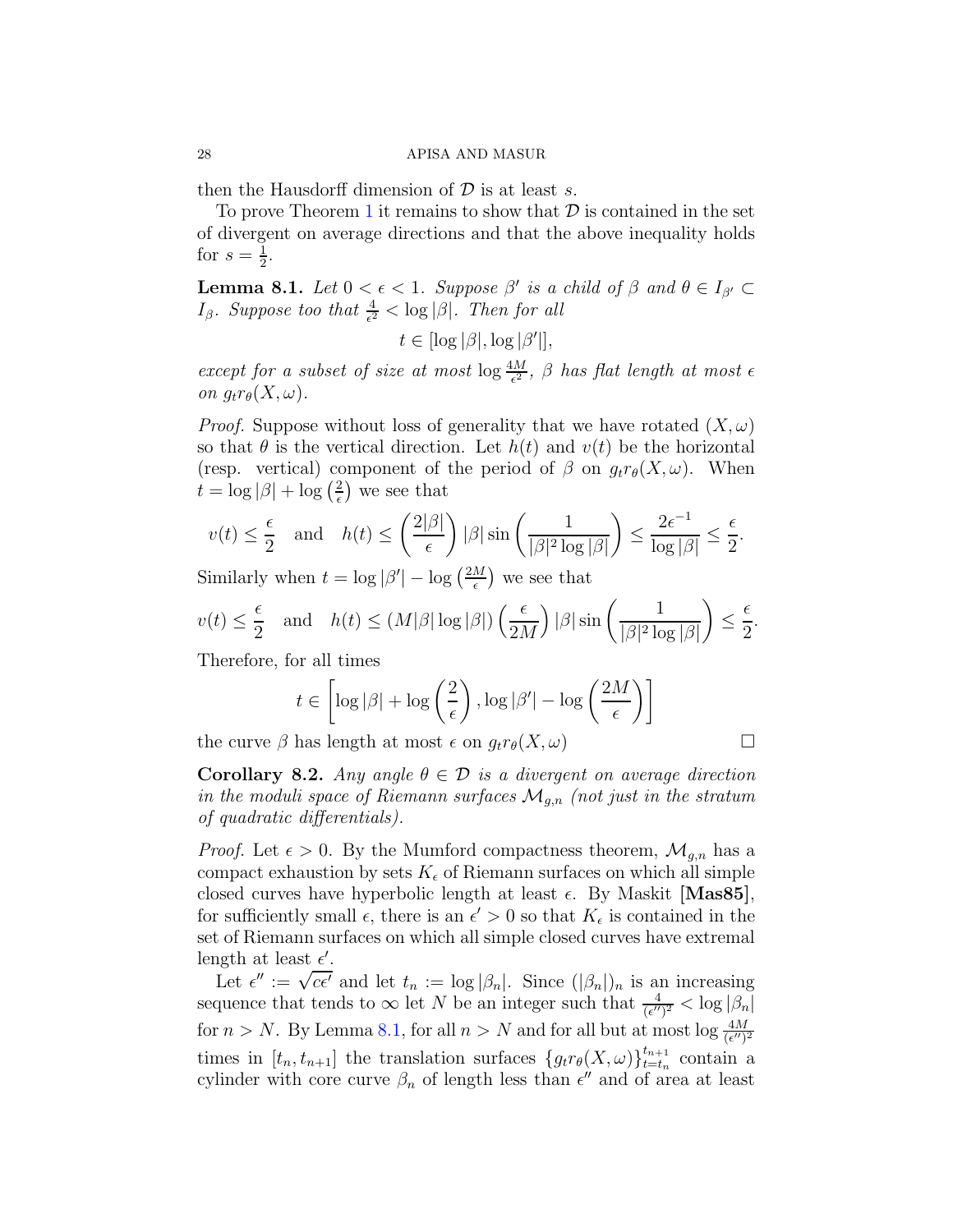then the Hausdorff dimension of $\mathcal{D}$ is at least $s$.

To prove Theorem 1 it remains to show that $\mathcal{D}$ is contained in the set of divergent on average directions and that the above inequality holds for $s = \frac{1}{2}$.

**Lemma 8.1.** *Let $0 < \epsilon < 1$. Suppose $\beta'$ is a child of $\beta$ and $\theta \in I_{\beta'} \subset I_\beta$. Suppose too that $\frac{4}{\epsilon^2} < \log|\beta|$. Then for all*

$$t \in [\log|\beta|, \log|\beta'|],$$

*except for a subset of size at most $\log \frac{4M}{\epsilon^2}$, $\beta$ has flat length at most $\epsilon$ on $g_t r_\theta(X, \omega)$.*

*Proof.* Suppose without loss of generality that we have rotated $(X, \omega)$ so that $\theta$ is the vertical direction. Let $h(t)$ and $v(t)$ be the horizontal (resp. vertical) component of the period of $\beta$ on $g_t r_\theta(X, \omega)$. When $t = \log|\beta| + \log\left(\frac{2}{\epsilon}\right)$ we see that

$$v(t) \leq \frac{\epsilon}{2} \quad \text{and} \quad h(t) \leq \left(\frac{2|\beta|}{\epsilon}\right)|\beta| \sin\left(\frac{1}{|\beta|^2 \log|\beta|}\right) \leq \frac{2\epsilon^{-1}}{\log|\beta|} \leq \frac{\epsilon}{2}.$$

Similarly when $t = \log|\beta'| - \log\left(\frac{2M}{\epsilon}\right)$ we see that

$$v(t) \leq \frac{\epsilon}{2} \quad \text{and} \quad h(t) \leq (M|\beta|\log|\beta|)\left(\frac{\epsilon}{2M}\right)|\beta| \sin\left(\frac{1}{|\beta|^2 \log|\beta|}\right) \leq \frac{\epsilon}{2}.$$

Therefore, for all times

$$t \in \left[\log|\beta| + \log\left(\frac{2}{\epsilon}\right), \log|\beta'| - \log\left(\frac{2M}{\epsilon}\right)\right]$$

the curve $\beta$ has length at most $\epsilon$ on $g_t r_\theta(X, \omega)$ □

**Corollary 8.2.** *Any angle $\theta \in \mathcal{D}$ is a divergent on average direction in the moduli space of Riemann surfaces $\mathcal{M}_{g,n}$ (not just in the stratum of quadratic differentials).*

*Proof.* Let $\epsilon > 0$. By the Mumford compactness theorem, $\mathcal{M}_{g,n}$ has a compact exhaustion by sets $K_\epsilon$ of Riemann surfaces on which all simple closed curves have hyperbolic length at least $\epsilon$. By Maskit **[Mas85]**, for sufficiently small $\epsilon$, there is an $\epsilon' > 0$ so that $K_\epsilon$ is contained in the set of Riemann surfaces on which all simple closed curves have extremal length at least $\epsilon'$.

Let $\epsilon'' := \sqrt{c\epsilon'}$ and let $t_n := \log|\beta_n|$. Since $(|\beta_n|)_n$ is an increasing sequence that tends to $\infty$ let $N$ be an integer such that $\frac{4}{(\epsilon'')^2} < \log|\beta_n|$ for $n > N$. By Lemma 8.1, for all $n > N$ and for all but at most $\log \frac{4M}{(\epsilon'')^2}$ times in $[t_n, t_{n+1}]$ the translation surfaces $\{g_t r_\theta(X, \omega)\}_{t=t_n}^{t_{n+1}}$ contain a cylinder with core curve $\beta_n$ of length less than $\epsilon''$ and of area at least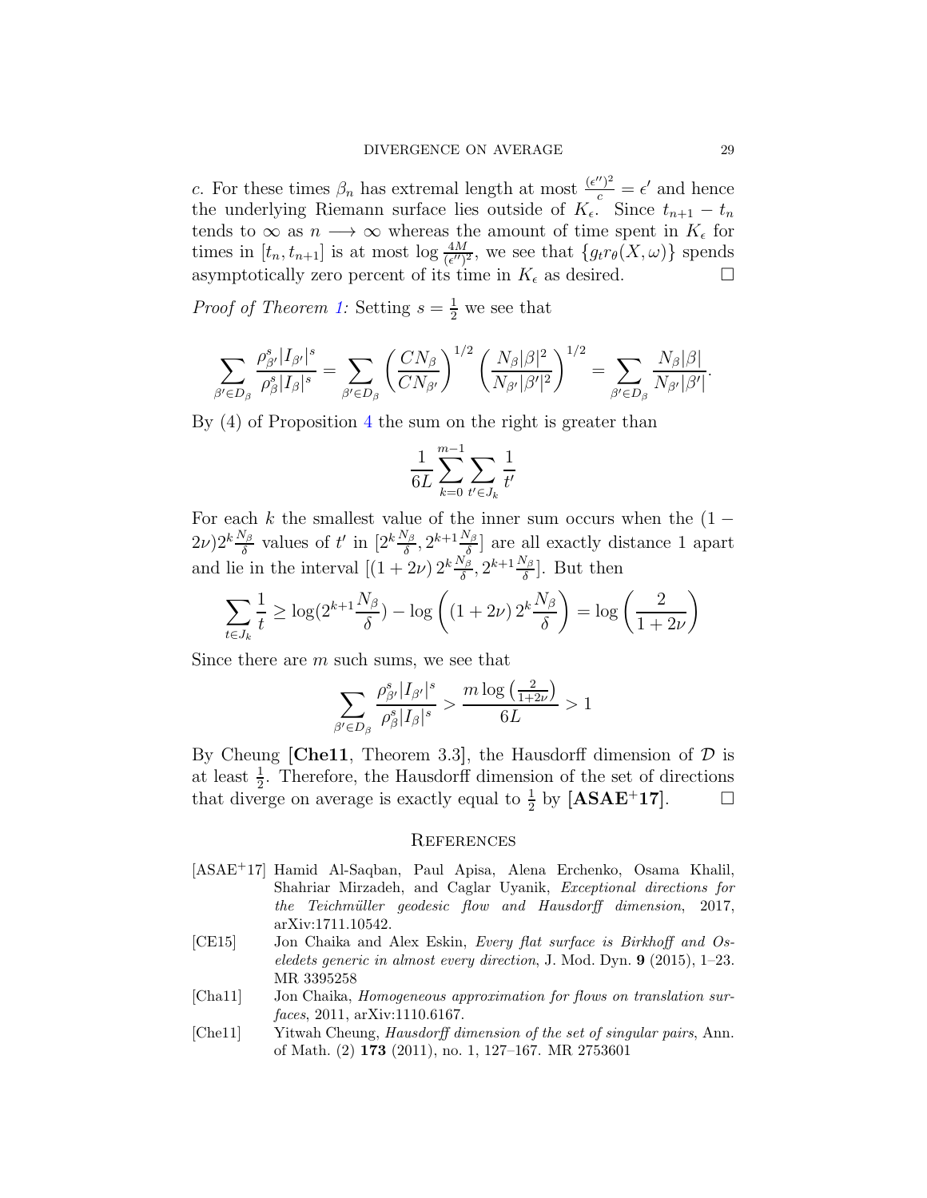$c$. For these times $\beta_n$ has extremal length at most $\frac{(\epsilon'')^2}{c} = \epsilon'$ and hence the underlying Riemann surface lies outside of $K_\epsilon$. Since $t_{n+1} - t_n$ tends to $\infty$ as $n \longrightarrow \infty$ whereas the amount of time spent in $K_\epsilon$ for times in $[t_n, t_{n+1}]$ is at most $\log \frac{4M}{(\epsilon'')^2}$, we see that $\{g_t r_\theta(X, \omega)\}$ spends asymptotically zero percent of its time in $K_\epsilon$ as desired. □

*Proof of Theorem 1:* Setting $s = \frac{1}{2}$ we see that

$$\sum_{\beta' \in D_\beta} \frac{\rho_{\beta'}^s |I_{\beta'}|^s}{\rho_\beta^s |I_\beta|^s} = \sum_{\beta' \in D_\beta} \left( \frac{CN_\beta}{CN_{\beta'}} \right)^{1/2} \left( \frac{N_\beta |\beta|^2}{N_{\beta'} |\beta'|^2} \right)^{1/2} = \sum_{\beta' \in D_\beta} \frac{N_\beta |\beta|}{N_{\beta'} |\beta'|}.$$

By (4) of Proposition 4 the sum on the right is greater than

$$\frac{1}{6L} \sum_{k=0}^{m-1} \sum_{t' \in J_k} \frac{1}{t'}$$

For each $k$ the smallest value of the inner sum occurs when the $(1 - 2\nu) 2^k \frac{N_\beta}{\delta}$ values of $t'$ in $[2^k \frac{N_\beta}{\delta}, 2^{k+1} \frac{N_\beta}{\delta}]$ are all exactly distance 1 apart and lie in the interval $[(1 + 2\nu) \, 2^k \frac{N_\beta}{\delta}, 2^{k+1} \frac{N_\beta}{\delta}]$. But then

$$\sum_{t \in J_k} \frac{1}{t} \geq \log(2^{k+1} \frac{N_\beta}{\delta}) - \log \left( (1 + 2\nu) \, 2^k \frac{N_\beta}{\delta} \right) = \log \left( \frac{2}{1 + 2\nu} \right)$$

Since there are $m$ such sums, we see that

$$\sum_{\beta' \in D_\beta} \frac{\rho_{\beta'}^s |I_{\beta'}|^s}{\rho_\beta^s |I_\beta|^s} > \frac{m \log \left( \frac{2}{1+2\nu} \right)}{6L} > 1$$

By Cheung **[Che11**, Theorem 3.3], the Hausdorff dimension of $\mathcal{D}$ is at least $\frac{1}{2}$. Therefore, the Hausdorff dimension of the set of directions that diverge on average is exactly equal to $\frac{1}{2}$ by **[ASAE+17]**. □

## References

[ASAE+17] Hamid Al-Saqban, Paul Apisa, Alena Erchenko, Osama Khalil, Shahriar Mirzadeh, and Caglar Uyanik, *Exceptional directions for the Teichmüller geodesic flow and Hausdorff dimension*, 2017, arXiv:1711.10542.

[CE15] Jon Chaika and Alex Eskin, *Every flat surface is Birkhoff and Oseledets generic in almost every direction*, J. Mod. Dyn. **9** (2015), 1–23. MR 3395258

[Cha11] Jon Chaika, *Homogeneous approximation for flows on translation surfaces*, 2011, arXiv:1110.6167.

[Che11] Yitwah Cheung, *Hausdorff dimension of the set of singular pairs*, Ann. of Math. (2) **173** (2011), no. 1, 127–167. MR 2753601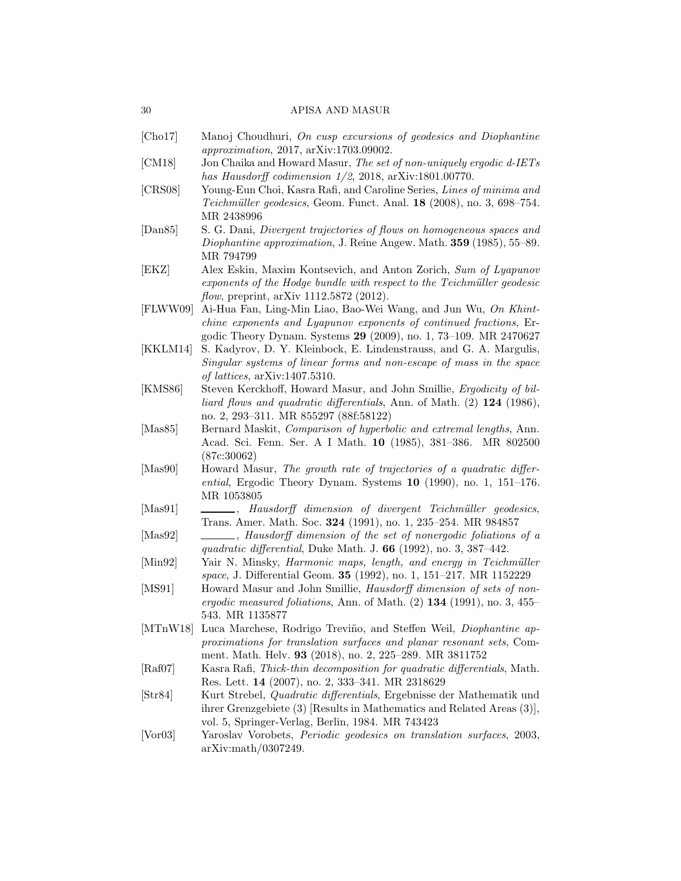[Cho17] Manoj Choudhuri, *On cusp excursions of geodesics and Diophantine approximation*, 2017, arXiv:1703.09002.

[CM18] Jon Chaika and Howard Masur, *The set of non-uniquely ergodic d-IETs has Hausdorff codimension 1/2*, 2018, arXiv:1801.00770.

[CRS08] Young-Eun Choi, Kasra Rafi, and Caroline Series, *Lines of minima and Teichmüller geodesics*, Geom. Funct. Anal. **18** (2008), no. 3, 698–754. MR 2438996

[Dan85] S. G. Dani, *Divergent trajectories of flows on homogeneous spaces and Diophantine approximation*, J. Reine Angew. Math. **359** (1985), 55–89. MR 794799

[EKZ] Alex Eskin, Maxim Kontsevich, and Anton Zorich, *Sum of Lyapunov exponents of the Hodge bundle with respect to the Teichmüller geodesic flow*, preprint, arXiv 1112.5872 (2012).

[FLWW09] Ai-Hua Fan, Ling-Min Liao, Bao-Wei Wang, and Jun Wu, *On Khintchine exponents and Lyapunov exponents of continued fractions*, Ergodic Theory Dynam. Systems **29** (2009), no. 1, 73–109. MR 2470627

[KKLM14] S. Kadyrov, D. Y. Kleinbock, E. Lindenstrauss, and G. A. Margulis, *Singular systems of linear forms and non-escape of mass in the space of lattices*, arXiv:1407.5310.

[KMS86] Steven Kerckhoff, Howard Masur, and John Smillie, *Ergodicity of billiard flows and quadratic differentials*, Ann. of Math. (2) **124** (1986), no. 2, 293–311. MR 855297 (88f:58122)

[Mas85] Bernard Maskit, *Comparison of hyperbolic and extremal lengths*, Ann. Acad. Sci. Fenn. Ser. A I Math. **10** (1985), 381–386. MR 802500 (87c:30062)

[Mas90] Howard Masur, *The growth rate of trajectories of a quadratic differential*, Ergodic Theory Dynam. Systems **10** (1990), no. 1, 151–176. MR 1053805

[Mas91] ______, *Hausdorff dimension of divergent Teichmüller geodesics*, Trans. Amer. Math. Soc. **324** (1991), no. 1, 235–254. MR 984857

[Mas92] ______, *Hausdorff dimension of the set of nonergodic foliations of a quadratic differential*, Duke Math. J. **66** (1992), no. 3, 387–442.

[Min92] Yair N. Minsky, *Harmonic maps, length, and energy in Teichmüller space*, J. Differential Geom. **35** (1992), no. 1, 151–217. MR 1152229

[MS91] Howard Masur and John Smillie, *Hausdorff dimension of sets of nonergodic measured foliations*, Ann. of Math. (2) **134** (1991), no. 3, 455–543. MR 1135877

[MTnW18] Luca Marchese, Rodrigo Treviño, and Steffen Weil, *Diophantine approximations for translation surfaces and planar resonant sets*, Comment. Math. Helv. **93** (2018), no. 2, 225–289. MR 3811752

[Raf07] Kasra Rafi, *Thick-thin decomposition for quadratic differentials*, Math. Res. Lett. **14** (2007), no. 2, 333–341. MR 2318629

[Str84] Kurt Strebel, *Quadratic differentials*, Ergebnisse der Mathematik und ihrer Grenzgebiete (3) [Results in Mathematics and Related Areas (3)], vol. 5, Springer-Verlag, Berlin, 1984. MR 743423

[Vor03] Yaroslav Vorobets, *Periodic geodesics on translation surfaces*, 2003, arXiv:math/0307249.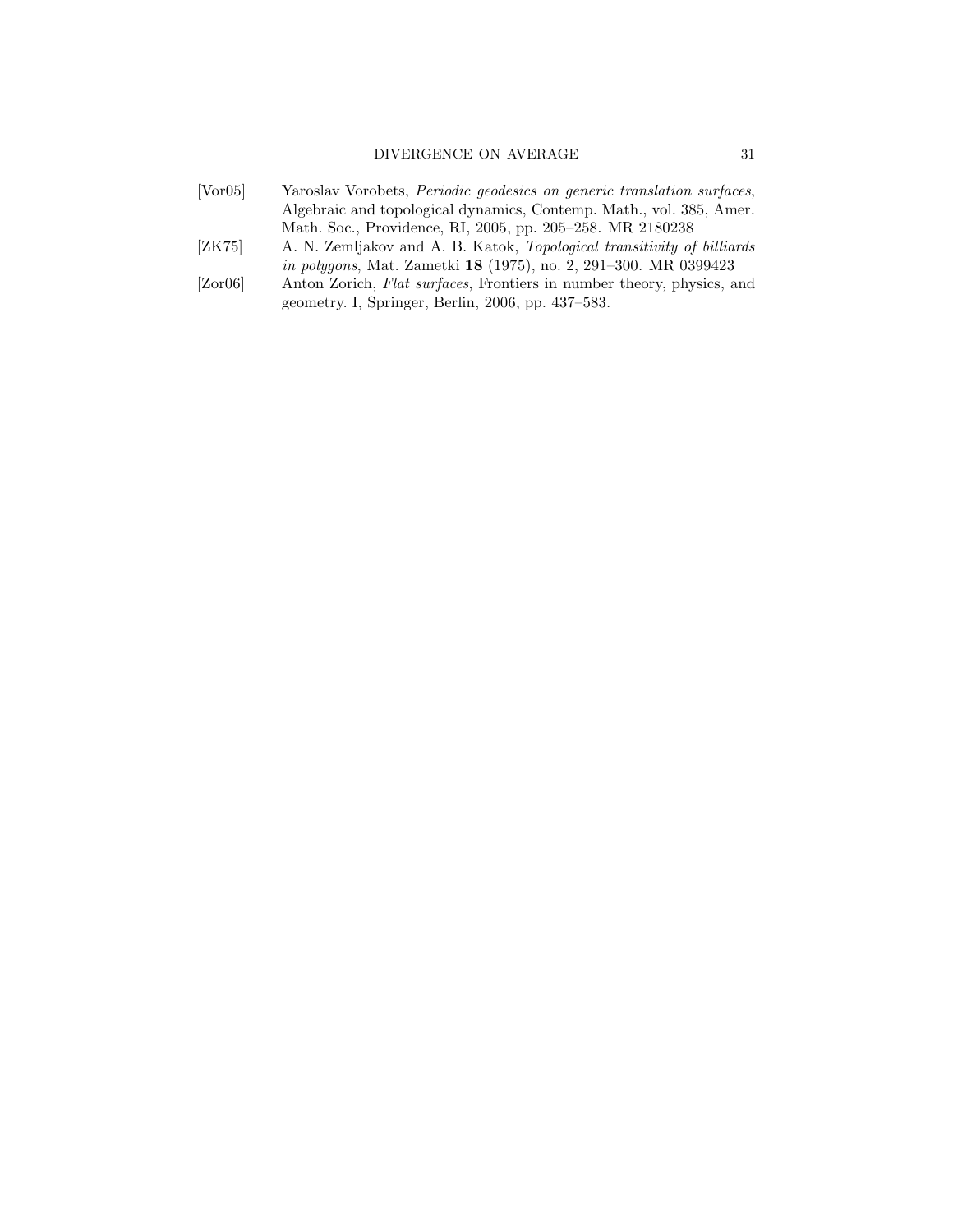[Vor05] Yaroslav Vorobets, *Periodic geodesics on generic translation surfaces*, Algebraic and topological dynamics, Contemp. Math., vol. 385, Amer. Math. Soc., Providence, RI, 2005, pp. 205–258. MR 2180238

[ZK75] A. N. Zemljakov and A. B. Katok, *Topological transitivity of billiards in polygons*, Mat. Zametki **18** (1975), no. 2, 291–300. MR 0399423

[Zor06] Anton Zorich, *Flat surfaces*, Frontiers in number theory, physics, and geometry. I, Springer, Berlin, 2006, pp. 437–583.